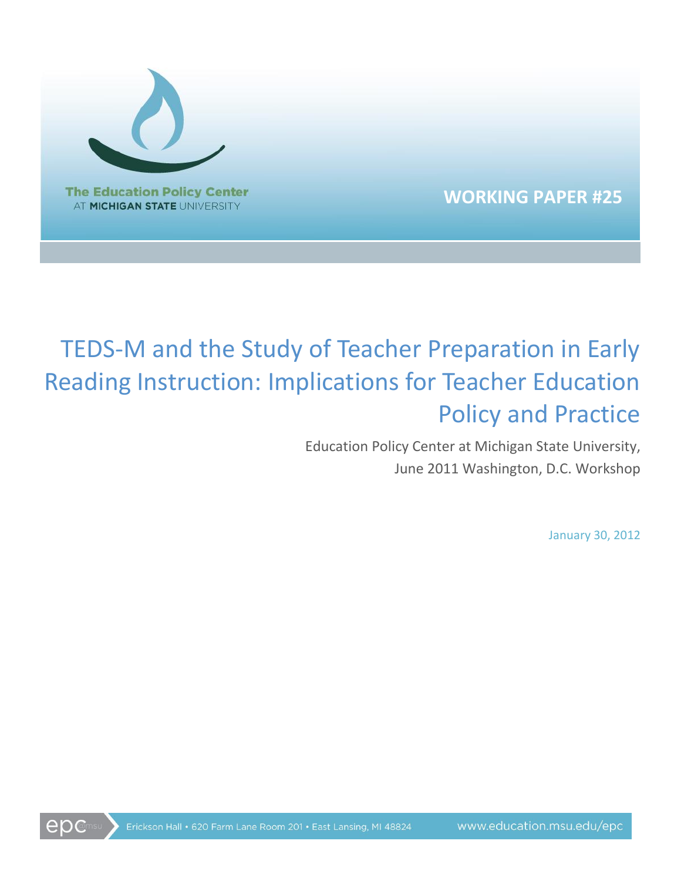The Education Policy Center
AT MICHIGAN STATE UNIVERSITY

**WORKING PAPER #25**

# TEDS-M and the Study of Teacher Preparation in Early Reading Instruction: Implications for Teacher Education Policy and Practice

Education Policy Center at Michigan State University,
June 2011 Washington, D.C. Workshop

January 30, 2012

epc@msu Erickson Hall • 620 Farm Lane Room 201 • East Lansing, MI 48824 www.education.msu.edu/epc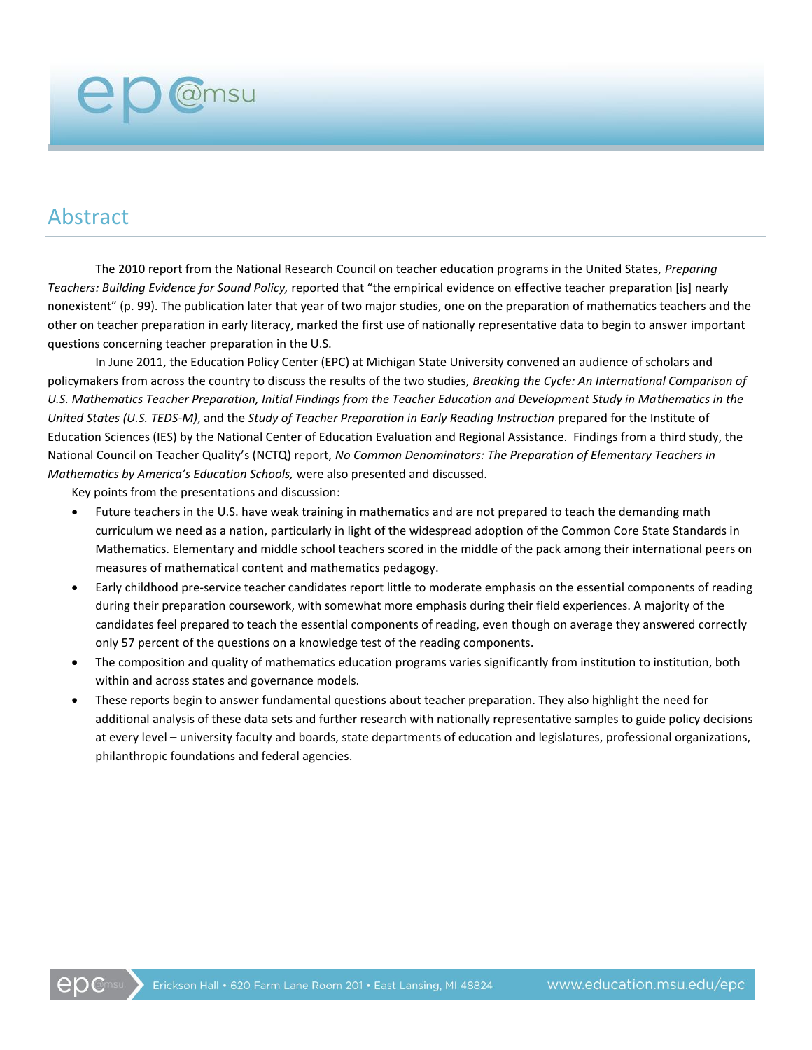## Abstract

The 2010 report from the National Research Council on teacher education programs in the United States, *Preparing Teachers: Building Evidence for Sound Policy,* reported that "the empirical evidence on effective teacher preparation [is] nearly nonexistent" (p. 99). The publication later that year of two major studies, one on the preparation of mathematics teachers and the other on teacher preparation in early literacy, marked the first use of nationally representative data to begin to answer important questions concerning teacher preparation in the U.S.

In June 2011, the Education Policy Center (EPC) at Michigan State University convened an audience of scholars and policymakers from across the country to discuss the results of the two studies, *Breaking the Cycle: An International Comparison of U.S. Mathematics Teacher Preparation, Initial Findings from the Teacher Education and Development Study in Mathematics in the United States (U.S. TEDS-M)*, and the *Study of Teacher Preparation in Early Reading Instruction* prepared for the Institute of Education Sciences (IES) by the National Center of Education Evaluation and Regional Assistance. Findings from a third study, the National Council on Teacher Quality's (NCTQ) report, *No Common Denominators: The Preparation of Elementary Teachers in Mathematics by America's Education Schools,* were also presented and discussed.

Key points from the presentations and discussion:

- Future teachers in the U.S. have weak training in mathematics and are not prepared to teach the demanding math curriculum we need as a nation, particularly in light of the widespread adoption of the Common Core State Standards in Mathematics. Elementary and middle school teachers scored in the middle of the pack among their international peers on measures of mathematical content and mathematics pedagogy.
- Early childhood pre-service teacher candidates report little to moderate emphasis on the essential components of reading during their preparation coursework, with somewhat more emphasis during their field experiences. A majority of the candidates feel prepared to teach the essential components of reading, even though on average they answered correctly only 57 percent of the questions on a knowledge test of the reading components.
- The composition and quality of mathematics education programs varies significantly from institution to institution, both within and across states and governance models.
- These reports begin to answer fundamental questions about teacher preparation. They also highlight the need for additional analysis of these data sets and further research with nationally representative samples to guide policy decisions at every level – university faculty and boards, state departments of education and legislatures, professional organizations, philanthropic foundations and federal agencies.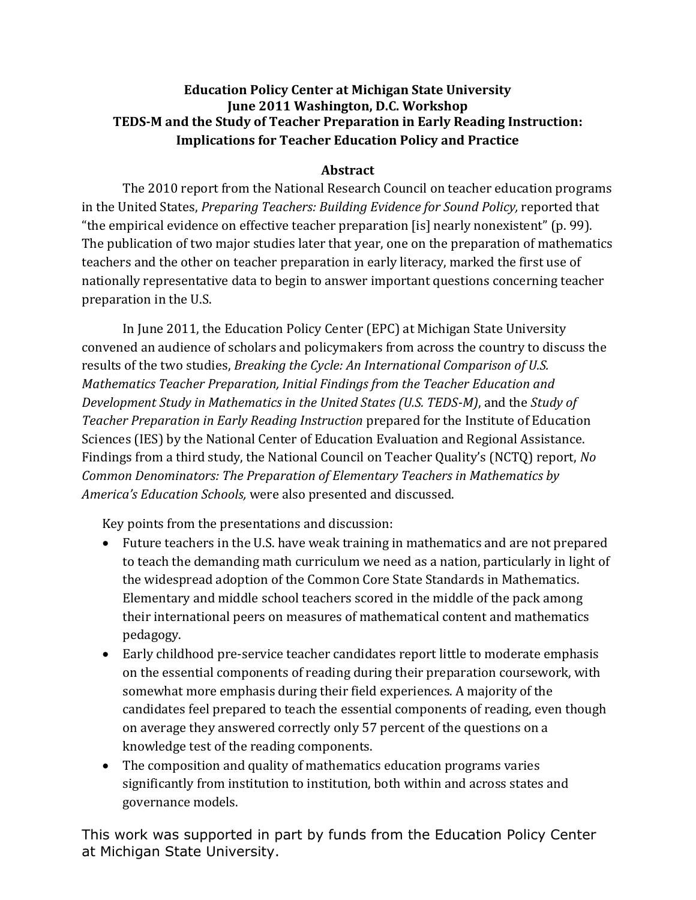**Education Policy Center at Michigan State University**
**June 2011 Washington, D.C. Workshop**
**TEDS-M and the Study of Teacher Preparation in Early Reading Instruction: Implications for Teacher Education Policy and Practice**

## Abstract

The 2010 report from the National Research Council on teacher education programs in the United States, *Preparing Teachers: Building Evidence for Sound Policy,* reported that "the empirical evidence on effective teacher preparation [is] nearly nonexistent" (p. 99). The publication of two major studies later that year, one on the preparation of mathematics teachers and the other on teacher preparation in early literacy, marked the first use of nationally representative data to begin to answer important questions concerning teacher preparation in the U.S.

In June 2011, the Education Policy Center (EPC) at Michigan State University convened an audience of scholars and policymakers from across the country to discuss the results of the two studies, *Breaking the Cycle: An International Comparison of U.S. Mathematics Teacher Preparation, Initial Findings from the Teacher Education and Development Study in Mathematics in the United States (U.S. TEDS-M)*, and the *Study of Teacher Preparation in Early Reading Instruction* prepared for the Institute of Education Sciences (IES) by the National Center of Education Evaluation and Regional Assistance. Findings from a third study, the National Council on Teacher Quality's (NCTQ) report, *No Common Denominators: The Preparation of Elementary Teachers in Mathematics by America's Education Schools,* were also presented and discussed.

Key points from the presentations and discussion:

- Future teachers in the U.S. have weak training in mathematics and are not prepared to teach the demanding math curriculum we need as a nation, particularly in light of the widespread adoption of the Common Core State Standards in Mathematics. Elementary and middle school teachers scored in the middle of the pack among their international peers on measures of mathematical content and mathematics pedagogy.
- Early childhood pre-service teacher candidates report little to moderate emphasis on the essential components of reading during their preparation coursework, with somewhat more emphasis during their field experiences. A majority of the candidates feel prepared to teach the essential components of reading, even though on average they answered correctly only 57 percent of the questions on a knowledge test of the reading components.
- The composition and quality of mathematics education programs varies significantly from institution to institution, both within and across states and governance models.

This work was supported in part by funds from the Education Policy Center at Michigan State University.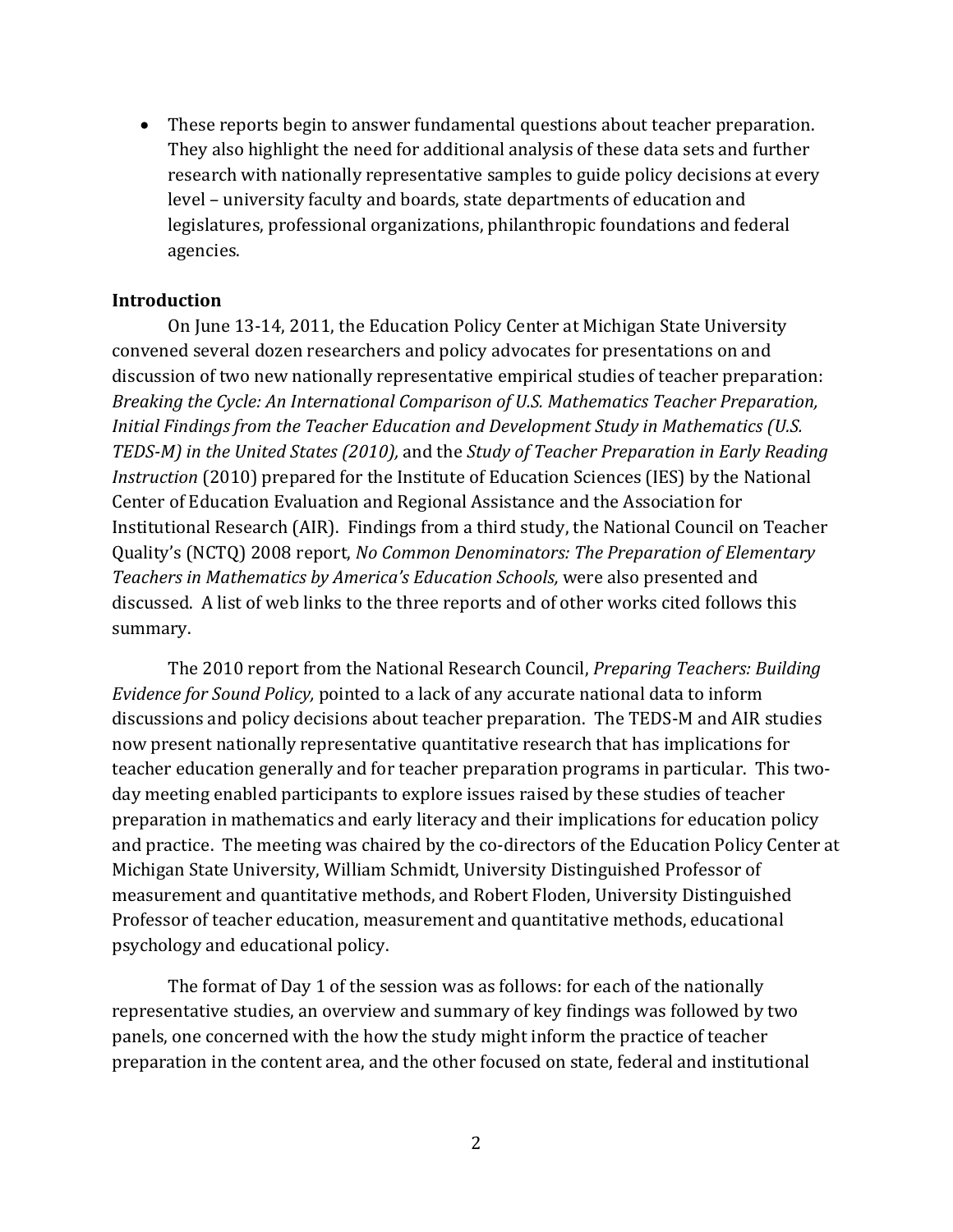- These reports begin to answer fundamental questions about teacher preparation. They also highlight the need for additional analysis of these data sets and further research with nationally representative samples to guide policy decisions at every level – university faculty and boards, state departments of education and legislatures, professional organizations, philanthropic foundations and federal agencies.

**Introduction**

On June 13-14, 2011, the Education Policy Center at Michigan State University convened several dozen researchers and policy advocates for presentations on and discussion of two new nationally representative empirical studies of teacher preparation: *Breaking the Cycle: An International Comparison of U.S. Mathematics Teacher Preparation, Initial Findings from the Teacher Education and Development Study in Mathematics (U.S. TEDS-M) in the United States (2010),* and the *Study of Teacher Preparation in Early Reading Instruction* (2010) prepared for the Institute of Education Sciences (IES) by the National Center of Education Evaluation and Regional Assistance and the Association for Institutional Research (AIR). Findings from a third study, the National Council on Teacher Quality's (NCTQ) 2008 report, *No Common Denominators: The Preparation of Elementary Teachers in Mathematics by America's Education Schools,* were also presented and discussed. A list of web links to the three reports and of other works cited follows this summary.

The 2010 report from the National Research Council, *Preparing Teachers: Building Evidence for Sound Policy,* pointed to a lack of any accurate national data to inform discussions and policy decisions about teacher preparation. The TEDS-M and AIR studies now present nationally representative quantitative research that has implications for teacher education generally and for teacher preparation programs in particular. This two-day meeting enabled participants to explore issues raised by these studies of teacher preparation in mathematics and early literacy and their implications for education policy and practice. The meeting was chaired by the co-directors of the Education Policy Center at Michigan State University, William Schmidt, University Distinguished Professor of measurement and quantitative methods, and Robert Floden, University Distinguished Professor of teacher education, measurement and quantitative methods, educational psychology and educational policy.

The format of Day 1 of the session was as follows: for each of the nationally representative studies, an overview and summary of key findings was followed by two panels, one concerned with the how the study might inform the practice of teacher preparation in the content area, and the other focused on state, federal and institutional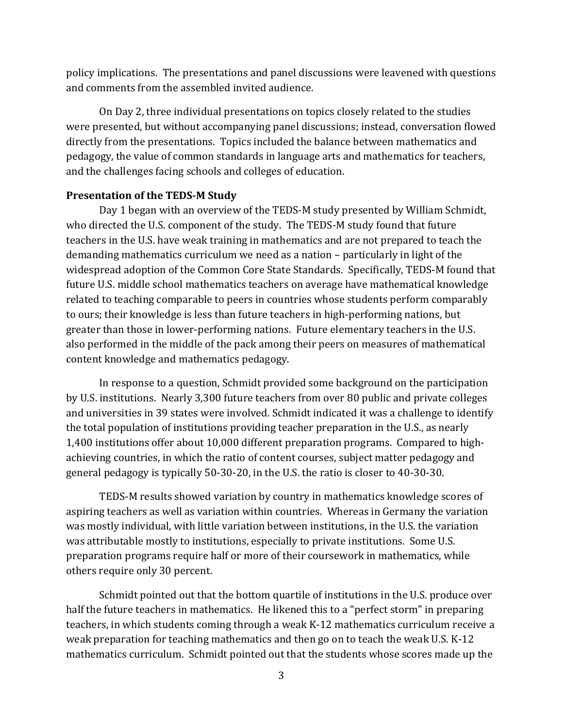policy implications. The presentations and panel discussions were leavened with questions and comments from the assembled invited audience.

On Day 2, three individual presentations on topics closely related to the studies were presented, but without accompanying panel discussions; instead, conversation flowed directly from the presentations. Topics included the balance between mathematics and pedagogy, the value of common standards in language arts and mathematics for teachers, and the challenges facing schools and colleges of education.

**Presentation of the TEDS-M Study**

Day 1 began with an overview of the TEDS-M study presented by William Schmidt, who directed the U.S. component of the study. The TEDS-M study found that future teachers in the U.S. have weak training in mathematics and are not prepared to teach the demanding mathematics curriculum we need as a nation – particularly in light of the widespread adoption of the Common Core State Standards. Specifically, TEDS-M found that future U.S. middle school mathematics teachers on average have mathematical knowledge related to teaching comparable to peers in countries whose students perform comparably to ours; their knowledge is less than future teachers in high-performing nations, but greater than those in lower-performing nations. Future elementary teachers in the U.S. also performed in the middle of the pack among their peers on measures of mathematical content knowledge and mathematics pedagogy.

In response to a question, Schmidt provided some background on the participation by U.S. institutions. Nearly 3,300 future teachers from over 80 public and private colleges and universities in 39 states were involved. Schmidt indicated it was a challenge to identify the total population of institutions providing teacher preparation in the U.S., as nearly 1,400 institutions offer about 10,000 different preparation programs. Compared to high-achieving countries, in which the ratio of content courses, subject matter pedagogy and general pedagogy is typically 50-30-20, in the U.S. the ratio is closer to 40-30-30.

TEDS-M results showed variation by country in mathematics knowledge scores of aspiring teachers as well as variation within countries. Whereas in Germany the variation was mostly individual, with little variation between institutions, in the U.S. the variation was attributable mostly to institutions, especially to private institutions. Some U.S. preparation programs require half or more of their coursework in mathematics, while others require only 30 percent.

Schmidt pointed out that the bottom quartile of institutions in the U.S. produce over half the future teachers in mathematics. He likened this to a "perfect storm" in preparing teachers, in which students coming through a weak K-12 mathematics curriculum receive a weak preparation for teaching mathematics and then go on to teach the weak U.S. K-12 mathematics curriculum. Schmidt pointed out that the students whose scores made up the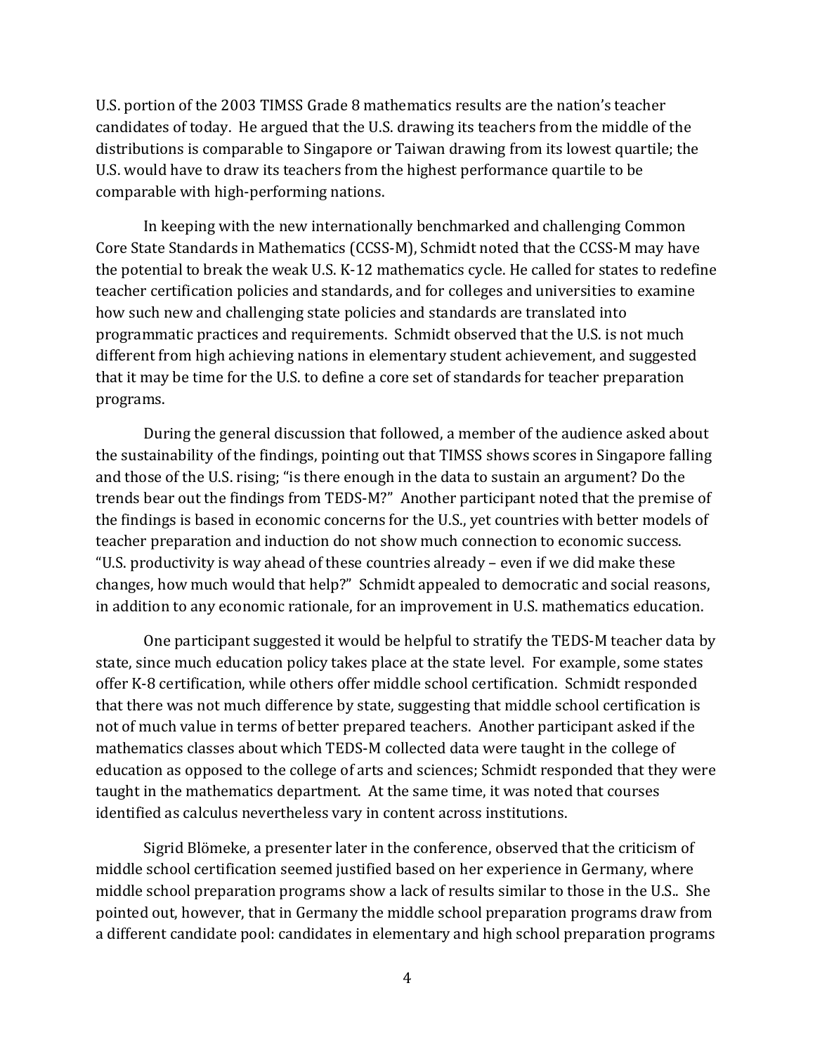U.S. portion of the 2003 TIMSS Grade 8 mathematics results are the nation's teacher candidates of today. He argued that the U.S. drawing its teachers from the middle of the distributions is comparable to Singapore or Taiwan drawing from its lowest quartile; the U.S. would have to draw its teachers from the highest performance quartile to be comparable with high-performing nations.

In keeping with the new internationally benchmarked and challenging Common Core State Standards in Mathematics (CCSS-M), Schmidt noted that the CCSS-M may have the potential to break the weak U.S. K-12 mathematics cycle. He called for states to redefine teacher certification policies and standards, and for colleges and universities to examine how such new and challenging state policies and standards are translated into programmatic practices and requirements. Schmidt observed that the U.S. is not much different from high achieving nations in elementary student achievement, and suggested that it may be time for the U.S. to define a core set of standards for teacher preparation programs.

During the general discussion that followed, a member of the audience asked about the sustainability of the findings, pointing out that TIMSS shows scores in Singapore falling and those of the U.S. rising; "is there enough in the data to sustain an argument? Do the trends bear out the findings from TEDS-M?" Another participant noted that the premise of the findings is based in economic concerns for the U.S., yet countries with better models of teacher preparation and induction do not show much connection to economic success. "U.S. productivity is way ahead of these countries already – even if we did make these changes, how much would that help?" Schmidt appealed to democratic and social reasons, in addition to any economic rationale, for an improvement in U.S. mathematics education.

One participant suggested it would be helpful to stratify the TEDS-M teacher data by state, since much education policy takes place at the state level. For example, some states offer K-8 certification, while others offer middle school certification. Schmidt responded that there was not much difference by state, suggesting that middle school certification is not of much value in terms of better prepared teachers. Another participant asked if the mathematics classes about which TEDS-M collected data were taught in the college of education as opposed to the college of arts and sciences; Schmidt responded that they were taught in the mathematics department. At the same time, it was noted that courses identified as calculus nevertheless vary in content across institutions.

Sigrid Blömeke, a presenter later in the conference, observed that the criticism of middle school certification seemed justified based on her experience in Germany, where middle school preparation programs show a lack of results similar to those in the U.S.. She pointed out, however, that in Germany the middle school preparation programs draw from a different candidate pool: candidates in elementary and high school preparation programs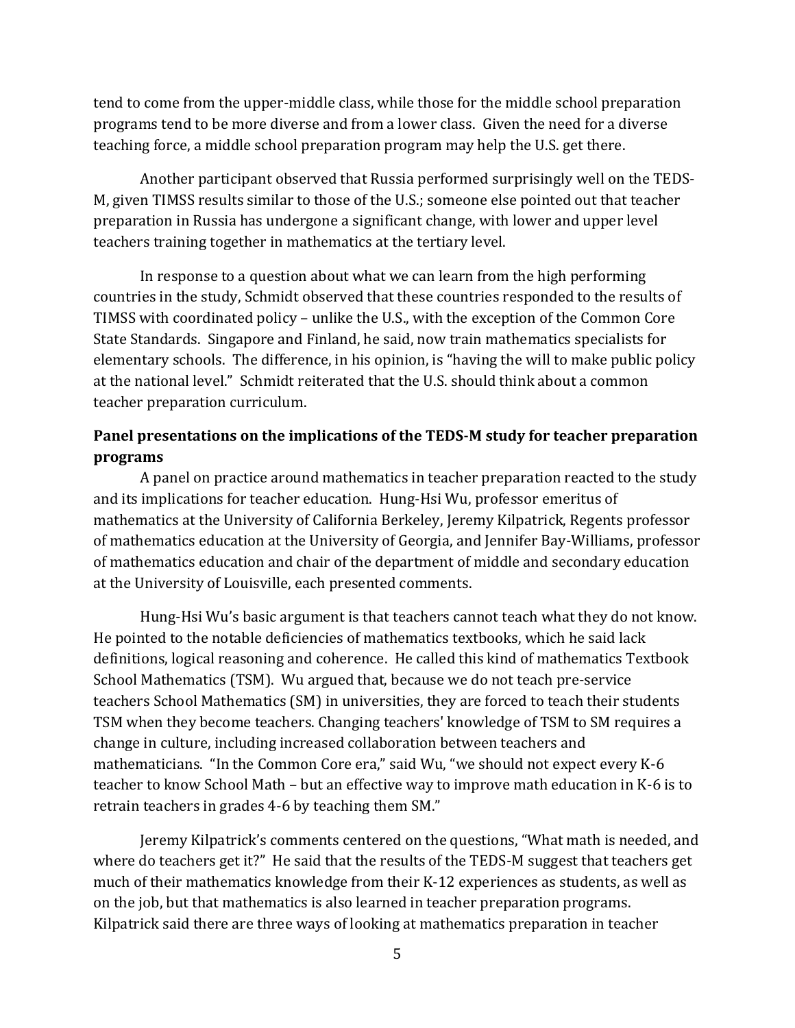tend to come from the upper-middle class, while those for the middle school preparation programs tend to be more diverse and from a lower class. Given the need for a diverse teaching force, a middle school preparation program may help the U.S. get there.

Another participant observed that Russia performed surprisingly well on the TEDS-M, given TIMSS results similar to those of the U.S.; someone else pointed out that teacher preparation in Russia has undergone a significant change, with lower and upper level teachers training together in mathematics at the tertiary level.

In response to a question about what we can learn from the high performing countries in the study, Schmidt observed that these countries responded to the results of TIMSS with coordinated policy – unlike the U.S., with the exception of the Common Core State Standards. Singapore and Finland, he said, now train mathematics specialists for elementary schools. The difference, in his opinion, is "having the will to make public policy at the national level." Schmidt reiterated that the U.S. should think about a common teacher preparation curriculum.

**Panel presentations on the implications of the TEDS-M study for teacher preparation programs**

A panel on practice around mathematics in teacher preparation reacted to the study and its implications for teacher education. Hung-Hsi Wu, professor emeritus of mathematics at the University of California Berkeley, Jeremy Kilpatrick, Regents professor of mathematics education at the University of Georgia, and Jennifer Bay-Williams, professor of mathematics education and chair of the department of middle and secondary education at the University of Louisville, each presented comments.

Hung-Hsi Wu's basic argument is that teachers cannot teach what they do not know. He pointed to the notable deficiencies of mathematics textbooks, which he said lack definitions, logical reasoning and coherence. He called this kind of mathematics Textbook School Mathematics (TSM). Wu argued that, because we do not teach pre-service teachers School Mathematics (SM) in universities, they are forced to teach their students TSM when they become teachers. Changing teachers' knowledge of TSM to SM requires a change in culture, including increased collaboration between teachers and mathematicians. "In the Common Core era," said Wu, "we should not expect every K-6 teacher to know School Math – but an effective way to improve math education in K-6 is to retrain teachers in grades 4-6 by teaching them SM."

Jeremy Kilpatrick's comments centered on the questions, "What math is needed, and where do teachers get it?" He said that the results of the TEDS-M suggest that teachers get much of their mathematics knowledge from their K-12 experiences as students, as well as on the job, but that mathematics is also learned in teacher preparation programs. Kilpatrick said there are three ways of looking at mathematics preparation in teacher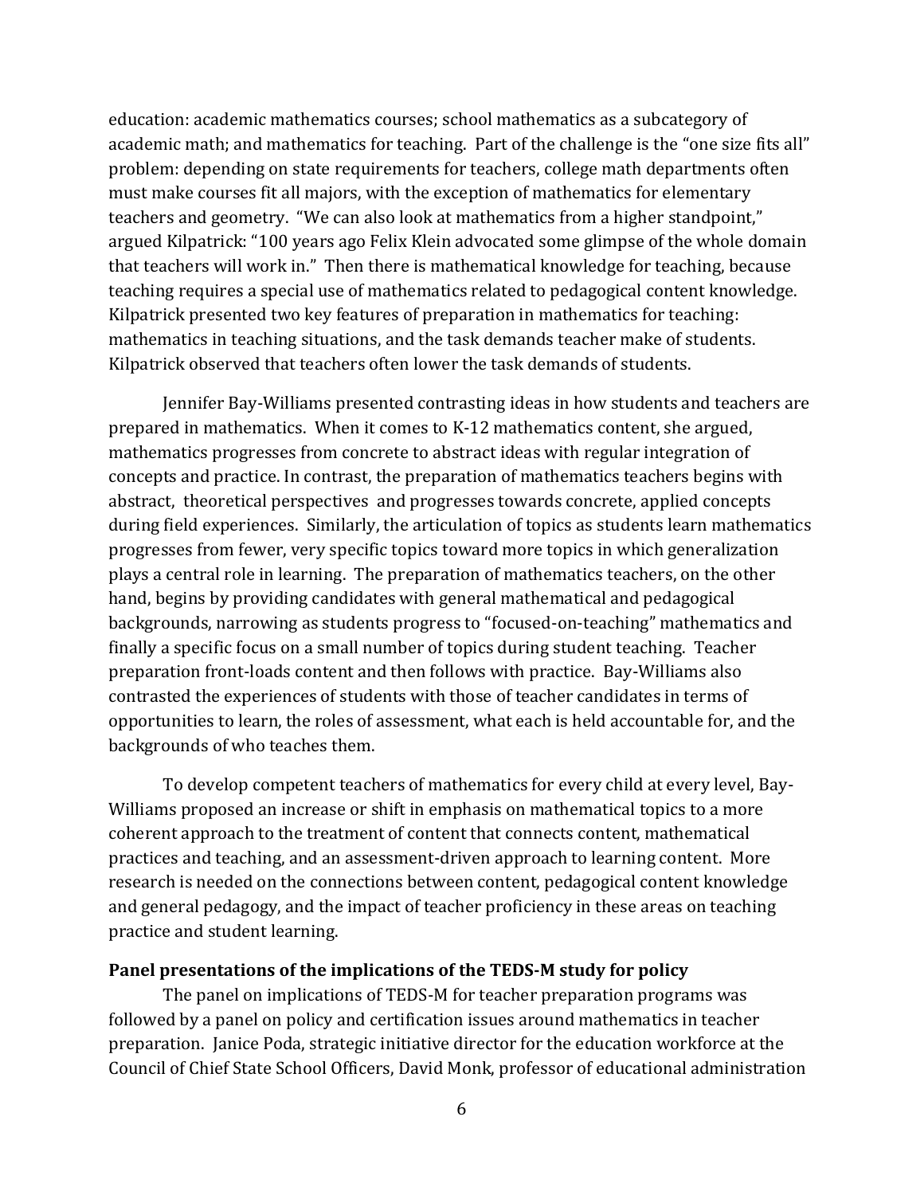education: academic mathematics courses; school mathematics as a subcategory of academic math; and mathematics for teaching. Part of the challenge is the "one size fits all" problem: depending on state requirements for teachers, college math departments often must make courses fit all majors, with the exception of mathematics for elementary teachers and geometry. "We can also look at mathematics from a higher standpoint," argued Kilpatrick: "100 years ago Felix Klein advocated some glimpse of the whole domain that teachers will work in." Then there is mathematical knowledge for teaching, because teaching requires a special use of mathematics related to pedagogical content knowledge. Kilpatrick presented two key features of preparation in mathematics for teaching: mathematics in teaching situations, and the task demands teacher make of students. Kilpatrick observed that teachers often lower the task demands of students.

Jennifer Bay-Williams presented contrasting ideas in how students and teachers are prepared in mathematics. When it comes to K-12 mathematics content, she argued, mathematics progresses from concrete to abstract ideas with regular integration of concepts and practice. In contrast, the preparation of mathematics teachers begins with abstract, theoretical perspectives and progresses towards concrete, applied concepts during field experiences. Similarly, the articulation of topics as students learn mathematics progresses from fewer, very specific topics toward more topics in which generalization plays a central role in learning. The preparation of mathematics teachers, on the other hand, begins by providing candidates with general mathematical and pedagogical backgrounds, narrowing as students progress to "focused-on-teaching" mathematics and finally a specific focus on a small number of topics during student teaching. Teacher preparation front-loads content and then follows with practice. Bay-Williams also contrasted the experiences of students with those of teacher candidates in terms of opportunities to learn, the roles of assessment, what each is held accountable for, and the backgrounds of who teaches them.

To develop competent teachers of mathematics for every child at every level, Bay-Williams proposed an increase or shift in emphasis on mathematical topics to a more coherent approach to the treatment of content that connects content, mathematical practices and teaching, and an assessment-driven approach to learning content. More research is needed on the connections between content, pedagogical content knowledge and general pedagogy, and the impact of teacher proficiency in these areas on teaching practice and student learning.

### Panel presentations of the implications of the TEDS-M study for policy

The panel on implications of TEDS-M for teacher preparation programs was followed by a panel on policy and certification issues around mathematics in teacher preparation. Janice Poda, strategic initiative director for the education workforce at the Council of Chief State School Officers, David Monk, professor of educational administration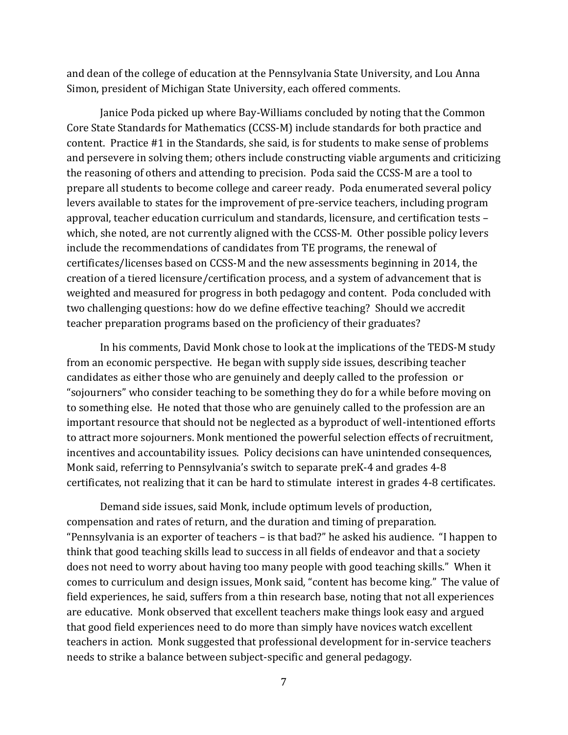and dean of the college of education at the Pennsylvania State University, and Lou Anna Simon, president of Michigan State University, each offered comments.

Janice Poda picked up where Bay-Williams concluded by noting that the Common Core State Standards for Mathematics (CCSS-M) include standards for both practice and content. Practice #1 in the Standards, she said, is for students to make sense of problems and persevere in solving them; others include constructing viable arguments and criticizing the reasoning of others and attending to precision. Poda said the CCSS-M are a tool to prepare all students to become college and career ready. Poda enumerated several policy levers available to states for the improvement of pre-service teachers, including program approval, teacher education curriculum and standards, licensure, and certification tests – which, she noted, are not currently aligned with the CCSS-M. Other possible policy levers include the recommendations of candidates from TE programs, the renewal of certificates/licenses based on CCSS-M and the new assessments beginning in 2014, the creation of a tiered licensure/certification process, and a system of advancement that is weighted and measured for progress in both pedagogy and content. Poda concluded with two challenging questions: how do we define effective teaching? Should we accredit teacher preparation programs based on the proficiency of their graduates?

In his comments, David Monk chose to look at the implications of the TEDS-M study from an economic perspective. He began with supply side issues, describing teacher candidates as either those who are genuinely and deeply called to the profession or "sojourners" who consider teaching to be something they do for a while before moving on to something else. He noted that those who are genuinely called to the profession are an important resource that should not be neglected as a byproduct of well-intentioned efforts to attract more sojourners. Monk mentioned the powerful selection effects of recruitment, incentives and accountability issues. Policy decisions can have unintended consequences, Monk said, referring to Pennsylvania's switch to separate preK-4 and grades 4-8 certificates, not realizing that it can be hard to stimulate interest in grades 4-8 certificates.

Demand side issues, said Monk, include optimum levels of production, compensation and rates of return, and the duration and timing of preparation. "Pennsylvania is an exporter of teachers – is that bad?" he asked his audience. "I happen to think that good teaching skills lead to success in all fields of endeavor and that a society does not need to worry about having too many people with good teaching skills." When it comes to curriculum and design issues, Monk said, "content has become king." The value of field experiences, he said, suffers from a thin research base, noting that not all experiences are educative. Monk observed that excellent teachers make things look easy and argued that good field experiences need to do more than simply have novices watch excellent teachers in action. Monk suggested that professional development for in-service teachers needs to strike a balance between subject-specific and general pedagogy.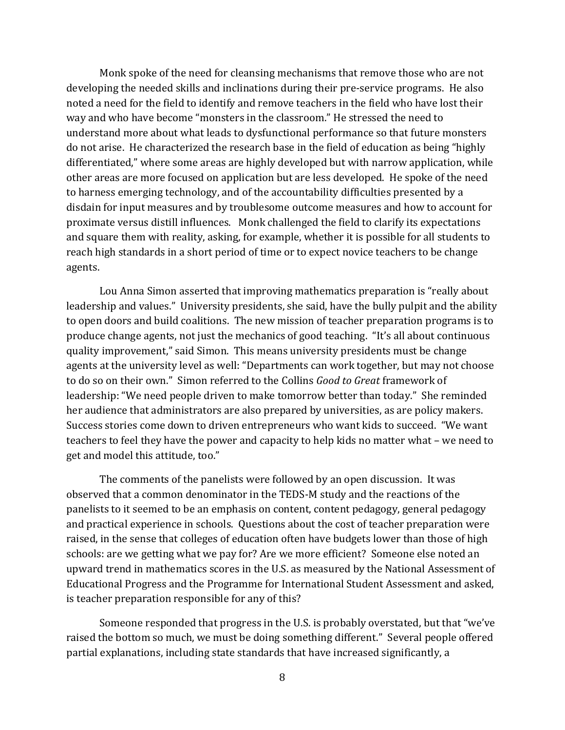Monk spoke of the need for cleansing mechanisms that remove those who are not developing the needed skills and inclinations during their pre-service programs. He also noted a need for the field to identify and remove teachers in the field who have lost their way and who have become "monsters in the classroom." He stressed the need to understand more about what leads to dysfunctional performance so that future monsters do not arise. He characterized the research base in the field of education as being "highly differentiated," where some areas are highly developed but with narrow application, while other areas are more focused on application but are less developed. He spoke of the need to harness emerging technology, and of the accountability difficulties presented by a disdain for input measures and by troublesome outcome measures and how to account for proximate versus distill influences. Monk challenged the field to clarify its expectations and square them with reality, asking, for example, whether it is possible for all students to reach high standards in a short period of time or to expect novice teachers to be change agents.

Lou Anna Simon asserted that improving mathematics preparation is "really about leadership and values." University presidents, she said, have the bully pulpit and the ability to open doors and build coalitions. The new mission of teacher preparation programs is to produce change agents, not just the mechanics of good teaching. "It's all about continuous quality improvement," said Simon. This means university presidents must be change agents at the university level as well: "Departments can work together, but may not choose to do so on their own." Simon referred to the Collins *Good to Great* framework of leadership: "We need people driven to make tomorrow better than today." She reminded her audience that administrators are also prepared by universities, as are policy makers. Success stories come down to driven entrepreneurs who want kids to succeed. "We want teachers to feel they have the power and capacity to help kids no matter what – we need to get and model this attitude, too."

The comments of the panelists were followed by an open discussion. It was observed that a common denominator in the TEDS-M study and the reactions of the panelists to it seemed to be an emphasis on content, content pedagogy, general pedagogy and practical experience in schools. Questions about the cost of teacher preparation were raised, in the sense that colleges of education often have budgets lower than those of high schools: are we getting what we pay for? Are we more efficient? Someone else noted an upward trend in mathematics scores in the U.S. as measured by the National Assessment of Educational Progress and the Programme for International Student Assessment and asked, is teacher preparation responsible for any of this?

Someone responded that progress in the U.S. is probably overstated, but that "we've raised the bottom so much, we must be doing something different." Several people offered partial explanations, including state standards that have increased significantly, a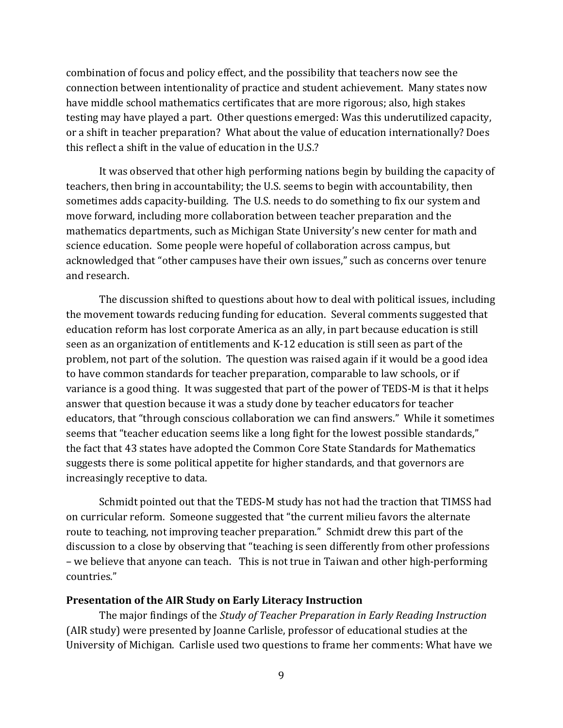combination of focus and policy effect, and the possibility that teachers now see the connection between intentionality of practice and student achievement. Many states now have middle school mathematics certificates that are more rigorous; also, high stakes testing may have played a part. Other questions emerged: Was this underutilized capacity, or a shift in teacher preparation? What about the value of education internationally? Does this reflect a shift in the value of education in the U.S.?

It was observed that other high performing nations begin by building the capacity of teachers, then bring in accountability; the U.S. seems to begin with accountability, then sometimes adds capacity-building. The U.S. needs to do something to fix our system and move forward, including more collaboration between teacher preparation and the mathematics departments, such as Michigan State University's new center for math and science education. Some people were hopeful of collaboration across campus, but acknowledged that "other campuses have their own issues," such as concerns over tenure and research.

The discussion shifted to questions about how to deal with political issues, including the movement towards reducing funding for education. Several comments suggested that education reform has lost corporate America as an ally, in part because education is still seen as an organization of entitlements and K-12 education is still seen as part of the problem, not part of the solution. The question was raised again if it would be a good idea to have common standards for teacher preparation, comparable to law schools, or if variance is a good thing. It was suggested that part of the power of TEDS-M is that it helps answer that question because it was a study done by teacher educators for teacher educators, that "through conscious collaboration we can find answers." While it sometimes seems that "teacher education seems like a long fight for the lowest possible standards," the fact that 43 states have adopted the Common Core State Standards for Mathematics suggests there is some political appetite for higher standards, and that governors are increasingly receptive to data.

Schmidt pointed out that the TEDS-M study has not had the traction that TIMSS had on curricular reform. Someone suggested that "the current milieu favors the alternate route to teaching, not improving teacher preparation." Schmidt drew this part of the discussion to a close by observing that "teaching is seen differently from other professions – we believe that anyone can teach. This is not true in Taiwan and other high-performing countries."

**Presentation of the AIR Study on Early Literacy Instruction**

The major findings of the *Study of Teacher Preparation in Early Reading Instruction* (AIR study) were presented by Joanne Carlisle, professor of educational studies at the University of Michigan. Carlisle used two questions to frame her comments: What have we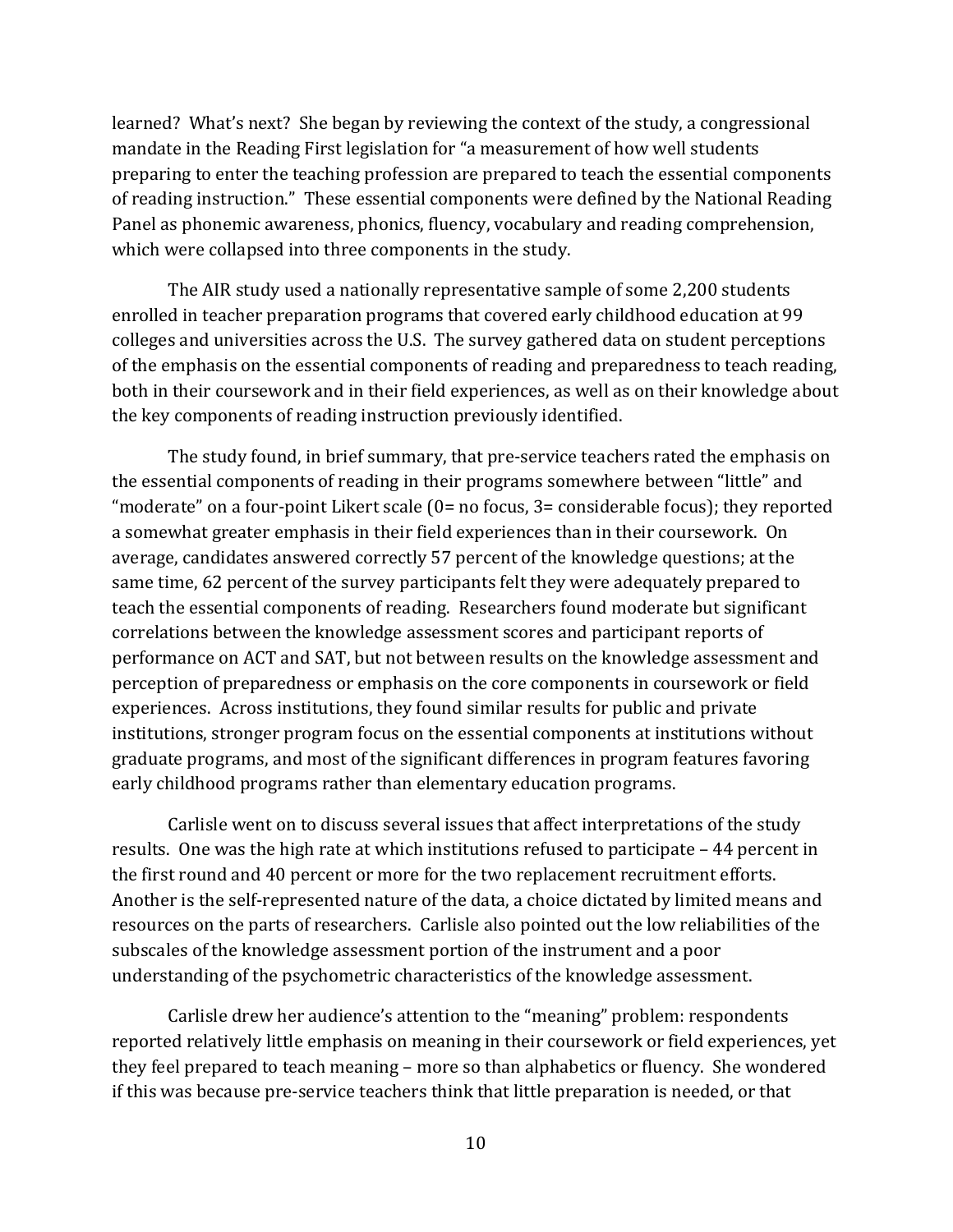learned? What's next? She began by reviewing the context of the study, a congressional mandate in the Reading First legislation for "a measurement of how well students preparing to enter the teaching profession are prepared to teach the essential components of reading instruction." These essential components were defined by the National Reading Panel as phonemic awareness, phonics, fluency, vocabulary and reading comprehension, which were collapsed into three components in the study.

The AIR study used a nationally representative sample of some 2,200 students enrolled in teacher preparation programs that covered early childhood education at 99 colleges and universities across the U.S. The survey gathered data on student perceptions of the emphasis on the essential components of reading and preparedness to teach reading, both in their coursework and in their field experiences, as well as on their knowledge about the key components of reading instruction previously identified.

The study found, in brief summary, that pre-service teachers rated the emphasis on the essential components of reading in their programs somewhere between "little" and "moderate" on a four-point Likert scale (0= no focus, 3= considerable focus); they reported a somewhat greater emphasis in their field experiences than in their coursework. On average, candidates answered correctly 57 percent of the knowledge questions; at the same time, 62 percent of the survey participants felt they were adequately prepared to teach the essential components of reading. Researchers found moderate but significant correlations between the knowledge assessment scores and participant reports of performance on ACT and SAT, but not between results on the knowledge assessment and perception of preparedness or emphasis on the core components in coursework or field experiences. Across institutions, they found similar results for public and private institutions, stronger program focus on the essential components at institutions without graduate programs, and most of the significant differences in program features favoring early childhood programs rather than elementary education programs.

Carlisle went on to discuss several issues that affect interpretations of the study results. One was the high rate at which institutions refused to participate – 44 percent in the first round and 40 percent or more for the two replacement recruitment efforts. Another is the self-represented nature of the data, a choice dictated by limited means and resources on the parts of researchers. Carlisle also pointed out the low reliabilities of the subscales of the knowledge assessment portion of the instrument and a poor understanding of the psychometric characteristics of the knowledge assessment.

Carlisle drew her audience's attention to the "meaning" problem: respondents reported relatively little emphasis on meaning in their coursework or field experiences, yet they feel prepared to teach meaning – more so than alphabetics or fluency. She wondered if this was because pre-service teachers think that little preparation is needed, or that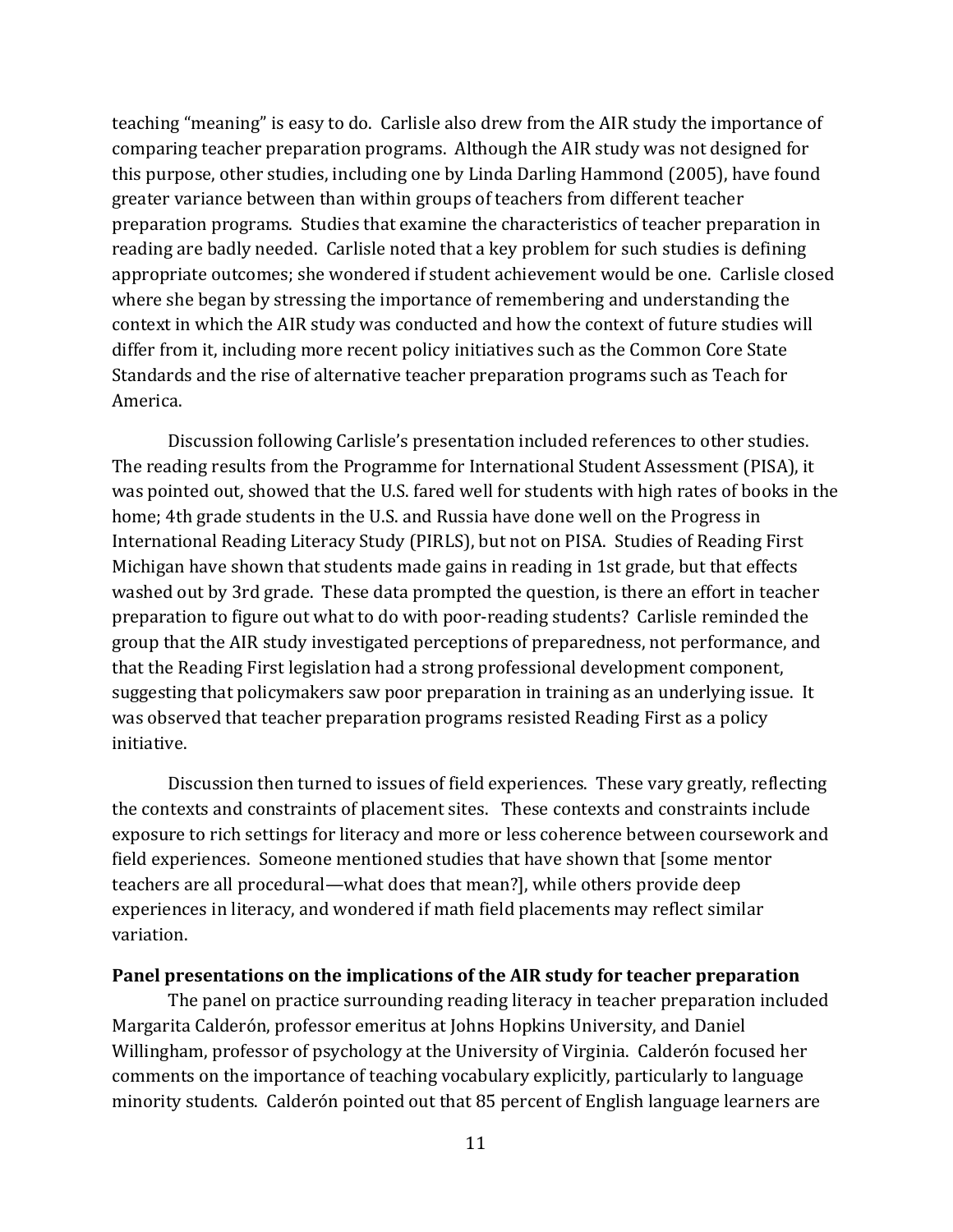teaching "meaning" is easy to do. Carlisle also drew from the AIR study the importance of comparing teacher preparation programs. Although the AIR study was not designed for this purpose, other studies, including one by Linda Darling Hammond (2005), have found greater variance between than within groups of teachers from different teacher preparation programs. Studies that examine the characteristics of teacher preparation in reading are badly needed. Carlisle noted that a key problem for such studies is defining appropriate outcomes; she wondered if student achievement would be one. Carlisle closed where she began by stressing the importance of remembering and understanding the context in which the AIR study was conducted and how the context of future studies will differ from it, including more recent policy initiatives such as the Common Core State Standards and the rise of alternative teacher preparation programs such as Teach for America.

Discussion following Carlisle's presentation included references to other studies. The reading results from the Programme for International Student Assessment (PISA), it was pointed out, showed that the U.S. fared well for students with high rates of books in the home; 4th grade students in the U.S. and Russia have done well on the Progress in International Reading Literacy Study (PIRLS), but not on PISA. Studies of Reading First Michigan have shown that students made gains in reading in 1st grade, but that effects washed out by 3rd grade. These data prompted the question, is there an effort in teacher preparation to figure out what to do with poor-reading students? Carlisle reminded the group that the AIR study investigated perceptions of preparedness, not performance, and that the Reading First legislation had a strong professional development component, suggesting that policymakers saw poor preparation in training as an underlying issue. It was observed that teacher preparation programs resisted Reading First as a policy initiative.

Discussion then turned to issues of field experiences. These vary greatly, reflecting the contexts and constraints of placement sites. These contexts and constraints include exposure to rich settings for literacy and more or less coherence between coursework and field experiences. Someone mentioned studies that have shown that [some mentor teachers are all procedural—what does that mean?], while others provide deep experiences in literacy, and wondered if math field placements may reflect similar variation.

**Panel presentations on the implications of the AIR study for teacher preparation**

The panel on practice surrounding reading literacy in teacher preparation included Margarita Calderón, professor emeritus at Johns Hopkins University, and Daniel Willingham, professor of psychology at the University of Virginia. Calderón focused her comments on the importance of teaching vocabulary explicitly, particularly to language minority students. Calderón pointed out that 85 percent of English language learners are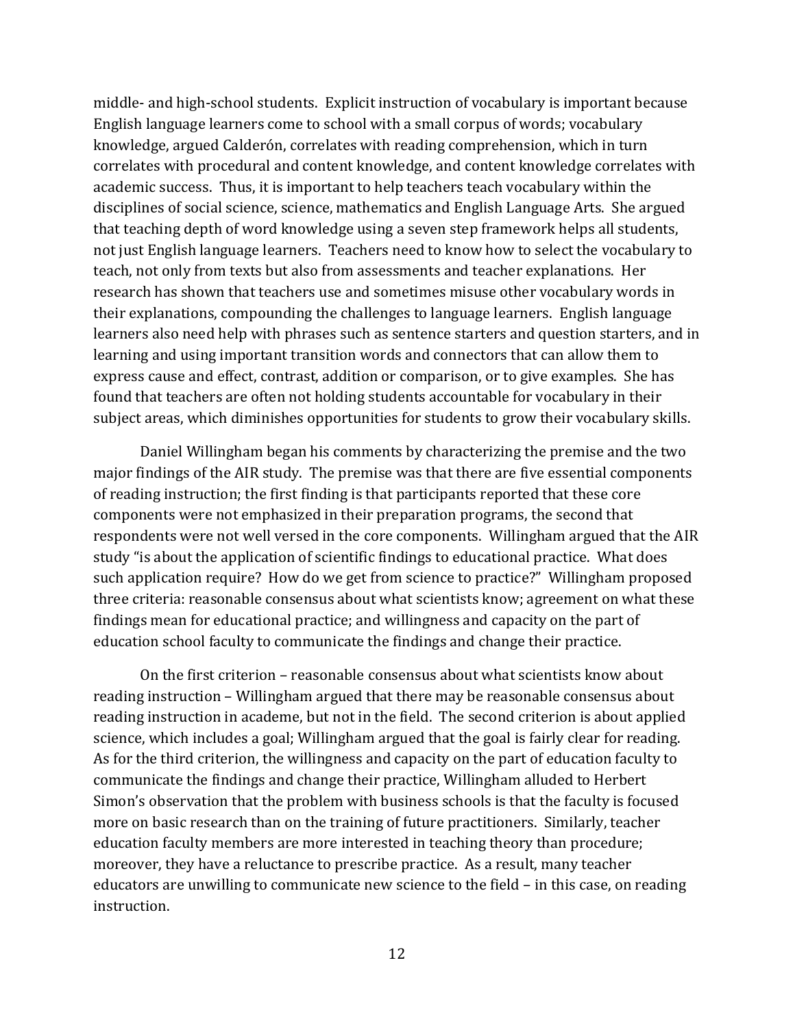middle- and high-school students. Explicit instruction of vocabulary is important because English language learners come to school with a small corpus of words; vocabulary knowledge, argued Calderón, correlates with reading comprehension, which in turn correlates with procedural and content knowledge, and content knowledge correlates with academic success. Thus, it is important to help teachers teach vocabulary within the disciplines of social science, science, mathematics and English Language Arts. She argued that teaching depth of word knowledge using a seven step framework helps all students, not just English language learners. Teachers need to know how to select the vocabulary to teach, not only from texts but also from assessments and teacher explanations. Her research has shown that teachers use and sometimes misuse other vocabulary words in their explanations, compounding the challenges to language learners. English language learners also need help with phrases such as sentence starters and question starters, and in learning and using important transition words and connectors that can allow them to express cause and effect, contrast, addition or comparison, or to give examples. She has found that teachers are often not holding students accountable for vocabulary in their subject areas, which diminishes opportunities for students to grow their vocabulary skills.

Daniel Willingham began his comments by characterizing the premise and the two major findings of the AIR study. The premise was that there are five essential components of reading instruction; the first finding is that participants reported that these core components were not emphasized in their preparation programs, the second that respondents were not well versed in the core components. Willingham argued that the AIR study "is about the application of scientific findings to educational practice. What does such application require? How do we get from science to practice?" Willingham proposed three criteria: reasonable consensus about what scientists know; agreement on what these findings mean for educational practice; and willingness and capacity on the part of education school faculty to communicate the findings and change their practice.

On the first criterion – reasonable consensus about what scientists know about reading instruction – Willingham argued that there may be reasonable consensus about reading instruction in academe, but not in the field. The second criterion is about applied science, which includes a goal; Willingham argued that the goal is fairly clear for reading. As for the third criterion, the willingness and capacity on the part of education faculty to communicate the findings and change their practice, Willingham alluded to Herbert Simon's observation that the problem with business schools is that the faculty is focused more on basic research than on the training of future practitioners. Similarly, teacher education faculty members are more interested in teaching theory than procedure; moreover, they have a reluctance to prescribe practice. As a result, many teacher educators are unwilling to communicate new science to the field – in this case, on reading instruction.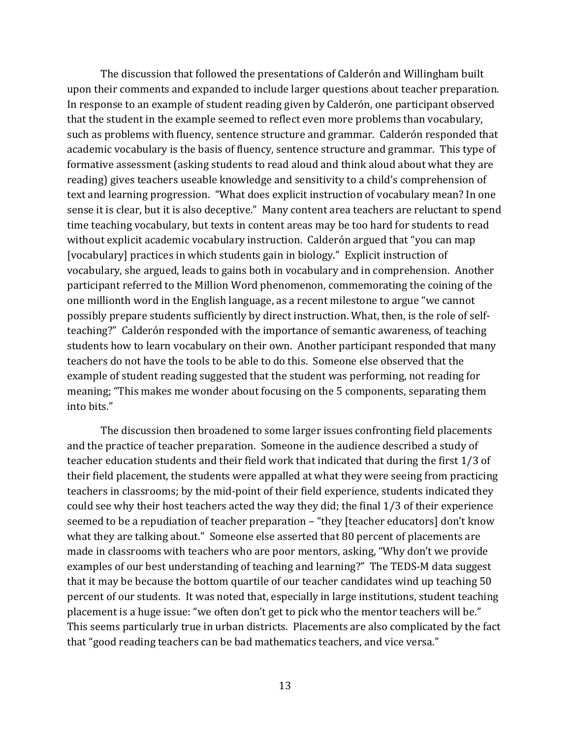The discussion that followed the presentations of Calderón and Willingham built upon their comments and expanded to include larger questions about teacher preparation. In response to an example of student reading given by Calderón, one participant observed that the student in the example seemed to reflect even more problems than vocabulary, such as problems with fluency, sentence structure and grammar. Calderón responded that academic vocabulary is the basis of fluency, sentence structure and grammar. This type of formative assessment (asking students to read aloud and think aloud about what they are reading) gives teachers useable knowledge and sensitivity to a child's comprehension of text and learning progression. "What does explicit instruction of vocabulary mean? In one sense it is clear, but it is also deceptive." Many content area teachers are reluctant to spend time teaching vocabulary, but texts in content areas may be too hard for students to read without explicit academic vocabulary instruction. Calderón argued that "you can map [vocabulary] practices in which students gain in biology." Explicit instruction of vocabulary, she argued, leads to gains both in vocabulary and in comprehension. Another participant referred to the Million Word phenomenon, commemorating the coining of the one millionth word in the English language, as a recent milestone to argue "we cannot possibly prepare students sufficiently by direct instruction. What, then, is the role of self-teaching?" Calderón responded with the importance of semantic awareness, of teaching students how to learn vocabulary on their own. Another participant responded that many teachers do not have the tools to be able to do this. Someone else observed that the example of student reading suggested that the student was performing, not reading for meaning; "This makes me wonder about focusing on the 5 components, separating them into bits."

The discussion then broadened to some larger issues confronting field placements and the practice of teacher preparation. Someone in the audience described a study of teacher education students and their field work that indicated that during the first 1/3 of their field placement, the students were appalled at what they were seeing from practicing teachers in classrooms; by the mid-point of their field experience, students indicated they could see why their host teachers acted the way they did; the final 1/3 of their experience seemed to be a repudiation of teacher preparation – "they [teacher educators] don't know what they are talking about." Someone else asserted that 80 percent of placements are made in classrooms with teachers who are poor mentors, asking, "Why don't we provide examples of our best understanding of teaching and learning?" The TEDS-M data suggest that it may be because the bottom quartile of our teacher candidates wind up teaching 50 percent of our students. It was noted that, especially in large institutions, student teaching placement is a huge issue: "we often don't get to pick who the mentor teachers will be." This seems particularly true in urban districts. Placements are also complicated by the fact that "good reading teachers can be bad mathematics teachers, and vice versa."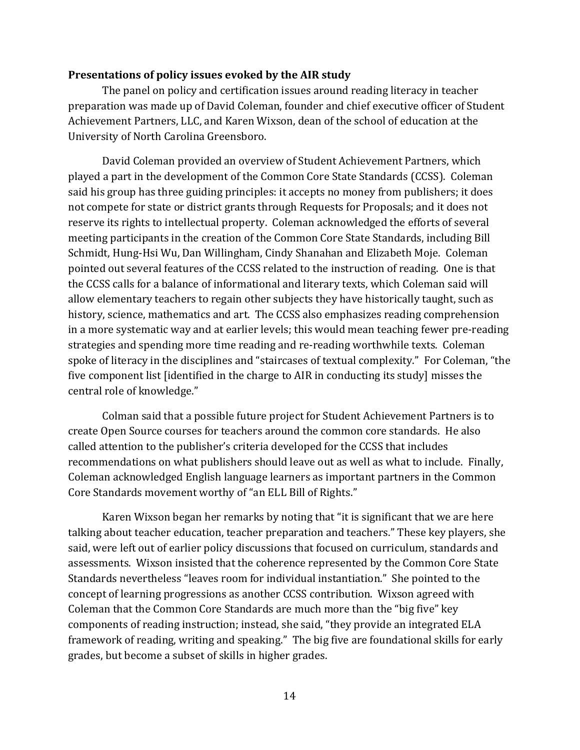**Presentations of policy issues evoked by the AIR study**

The panel on policy and certification issues around reading literacy in teacher preparation was made up of David Coleman, founder and chief executive officer of Student Achievement Partners, LLC, and Karen Wixson, dean of the school of education at the University of North Carolina Greensboro.

David Coleman provided an overview of Student Achievement Partners, which played a part in the development of the Common Core State Standards (CCSS). Coleman said his group has three guiding principles: it accepts no money from publishers; it does not compete for state or district grants through Requests for Proposals; and it does not reserve its rights to intellectual property. Coleman acknowledged the efforts of several meeting participants in the creation of the Common Core State Standards, including Bill Schmidt, Hung-Hsi Wu, Dan Willingham, Cindy Shanahan and Elizabeth Moje. Coleman pointed out several features of the CCSS related to the instruction of reading. One is that the CCSS calls for a balance of informational and literary texts, which Coleman said will allow elementary teachers to regain other subjects they have historically taught, such as history, science, mathematics and art. The CCSS also emphasizes reading comprehension in a more systematic way and at earlier levels; this would mean teaching fewer pre-reading strategies and spending more time reading and re-reading worthwhile texts. Coleman spoke of literacy in the disciplines and "staircases of textual complexity." For Coleman, "the five component list [identified in the charge to AIR in conducting its study] misses the central role of knowledge."

Colman said that a possible future project for Student Achievement Partners is to create Open Source courses for teachers around the common core standards. He also called attention to the publisher's criteria developed for the CCSS that includes recommendations on what publishers should leave out as well as what to include. Finally, Coleman acknowledged English language learners as important partners in the Common Core Standards movement worthy of "an ELL Bill of Rights."

Karen Wixson began her remarks by noting that "it is significant that we are here talking about teacher education, teacher preparation and teachers." These key players, she said, were left out of earlier policy discussions that focused on curriculum, standards and assessments. Wixson insisted that the coherence represented by the Common Core State Standards nevertheless "leaves room for individual instantiation." She pointed to the concept of learning progressions as another CCSS contribution. Wixson agreed with Coleman that the Common Core Standards are much more than the "big five" key components of reading instruction; instead, she said, "they provide an integrated ELA framework of reading, writing and speaking." The big five are foundational skills for early grades, but become a subset of skills in higher grades.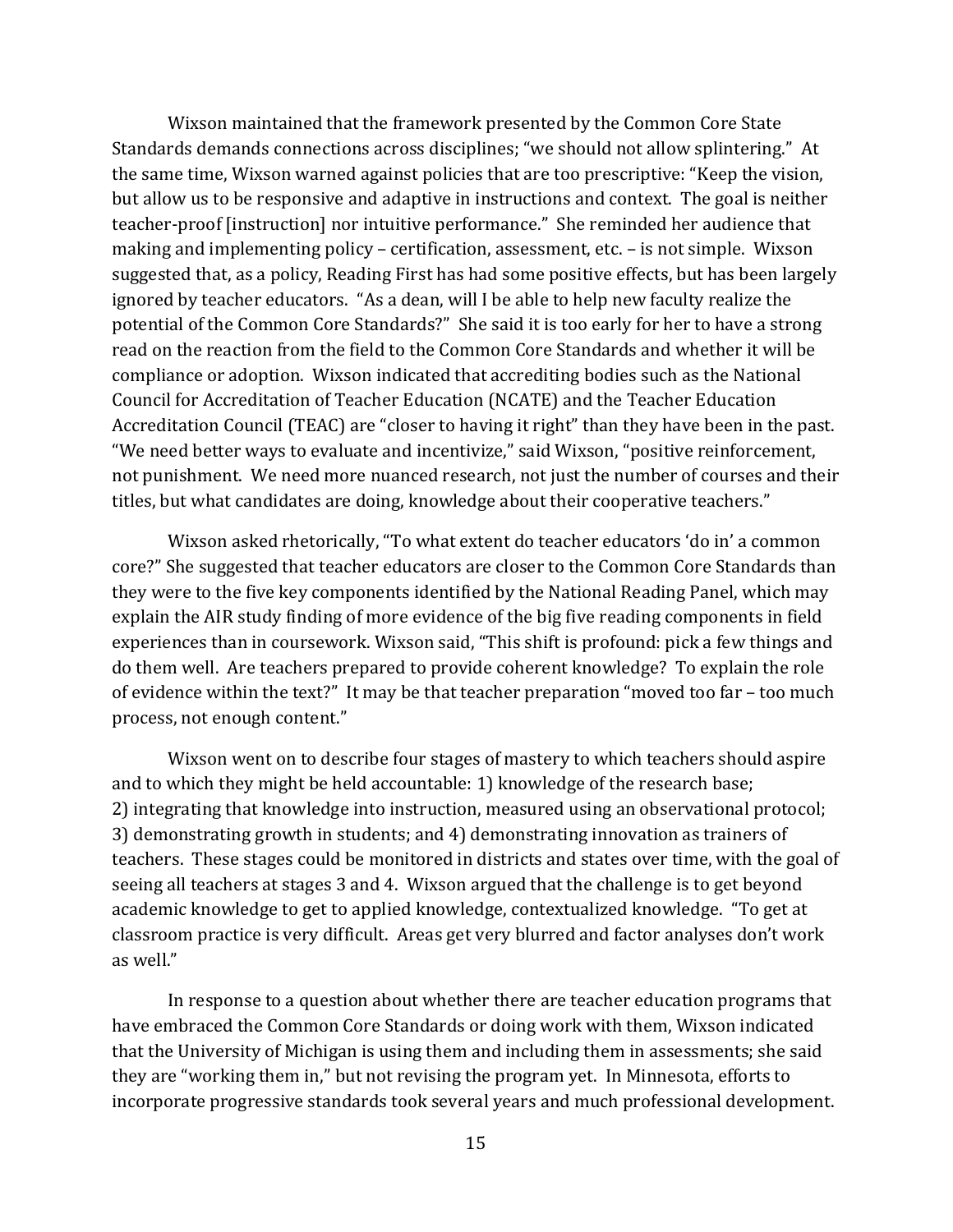Wixson maintained that the framework presented by the Common Core State Standards demands connections across disciplines; "we should not allow splintering." At the same time, Wixson warned against policies that are too prescriptive: "Keep the vision, but allow us to be responsive and adaptive in instructions and context. The goal is neither teacher-proof [instruction] nor intuitive performance." She reminded her audience that making and implementing policy – certification, assessment, etc. – is not simple. Wixson suggested that, as a policy, Reading First has had some positive effects, but has been largely ignored by teacher educators. "As a dean, will I be able to help new faculty realize the potential of the Common Core Standards?" She said it is too early for her to have a strong read on the reaction from the field to the Common Core Standards and whether it will be compliance or adoption. Wixson indicated that accrediting bodies such as the National Council for Accreditation of Teacher Education (NCATE) and the Teacher Education Accreditation Council (TEAC) are "closer to having it right" than they have been in the past. "We need better ways to evaluate and incentivize," said Wixson, "positive reinforcement, not punishment. We need more nuanced research, not just the number of courses and their titles, but what candidates are doing, knowledge about their cooperative teachers."

Wixson asked rhetorically, "To what extent do teacher educators 'do in' a common core?" She suggested that teacher educators are closer to the Common Core Standards than they were to the five key components identified by the National Reading Panel, which may explain the AIR study finding of more evidence of the big five reading components in field experiences than in coursework. Wixson said, "This shift is profound: pick a few things and do them well. Are teachers prepared to provide coherent knowledge? To explain the role of evidence within the text?" It may be that teacher preparation "moved too far – too much process, not enough content."

Wixson went on to describe four stages of mastery to which teachers should aspire and to which they might be held accountable: 1) knowledge of the research base; 2) integrating that knowledge into instruction, measured using an observational protocol; 3) demonstrating growth in students; and 4) demonstrating innovation as trainers of teachers. These stages could be monitored in districts and states over time, with the goal of seeing all teachers at stages 3 and 4. Wixson argued that the challenge is to get beyond academic knowledge to get to applied knowledge, contextualized knowledge. "To get at classroom practice is very difficult. Areas get very blurred and factor analyses don't work as well."

In response to a question about whether there are teacher education programs that have embraced the Common Core Standards or doing work with them, Wixson indicated that the University of Michigan is using them and including them in assessments; she said they are "working them in," but not revising the program yet. In Minnesota, efforts to incorporate progressive standards took several years and much professional development.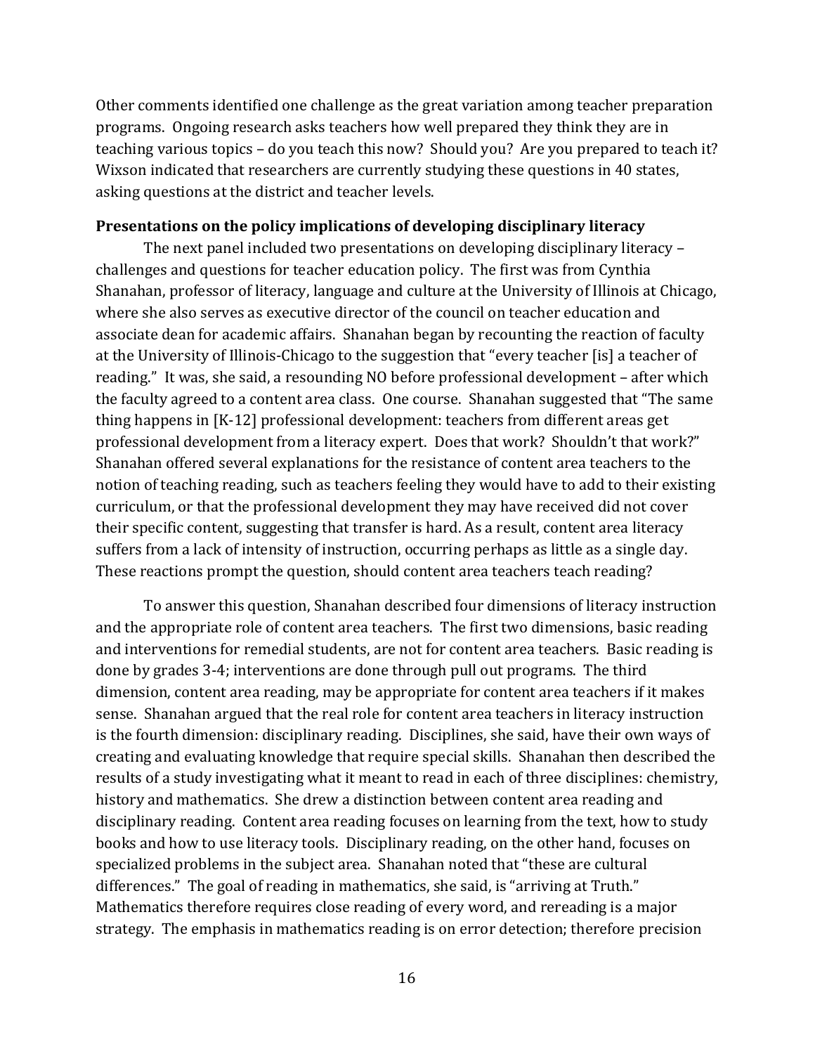Other comments identified one challenge as the great variation among teacher preparation programs. Ongoing research asks teachers how well prepared they think they are in teaching various topics – do you teach this now? Should you? Are you prepared to teach it? Wixson indicated that researchers are currently studying these questions in 40 states, asking questions at the district and teacher levels.

**Presentations on the policy implications of developing disciplinary literacy**

The next panel included two presentations on developing disciplinary literacy – challenges and questions for teacher education policy. The first was from Cynthia Shanahan, professor of literacy, language and culture at the University of Illinois at Chicago, where she also serves as executive director of the council on teacher education and associate dean for academic affairs. Shanahan began by recounting the reaction of faculty at the University of Illinois-Chicago to the suggestion that "every teacher [is] a teacher of reading." It was, she said, a resounding NO before professional development – after which the faculty agreed to a content area class. One course. Shanahan suggested that "The same thing happens in [K-12] professional development: teachers from different areas get professional development from a literacy expert. Does that work? Shouldn't that work?" Shanahan offered several explanations for the resistance of content area teachers to the notion of teaching reading, such as teachers feeling they would have to add to their existing curriculum, or that the professional development they may have received did not cover their specific content, suggesting that transfer is hard. As a result, content area literacy suffers from a lack of intensity of instruction, occurring perhaps as little as a single day. These reactions prompt the question, should content area teachers teach reading?

To answer this question, Shanahan described four dimensions of literacy instruction and the appropriate role of content area teachers. The first two dimensions, basic reading and interventions for remedial students, are not for content area teachers. Basic reading is done by grades 3-4; interventions are done through pull out programs. The third dimension, content area reading, may be appropriate for content area teachers if it makes sense. Shanahan argued that the real role for content area teachers in literacy instruction is the fourth dimension: disciplinary reading. Disciplines, she said, have their own ways of creating and evaluating knowledge that require special skills. Shanahan then described the results of a study investigating what it meant to read in each of three disciplines: chemistry, history and mathematics. She drew a distinction between content area reading and disciplinary reading. Content area reading focuses on learning from the text, how to study books and how to use literacy tools. Disciplinary reading, on the other hand, focuses on specialized problems in the subject area. Shanahan noted that "these are cultural differences." The goal of reading in mathematics, she said, is "arriving at Truth." Mathematics therefore requires close reading of every word, and rereading is a major strategy. The emphasis in mathematics reading is on error detection; therefore precision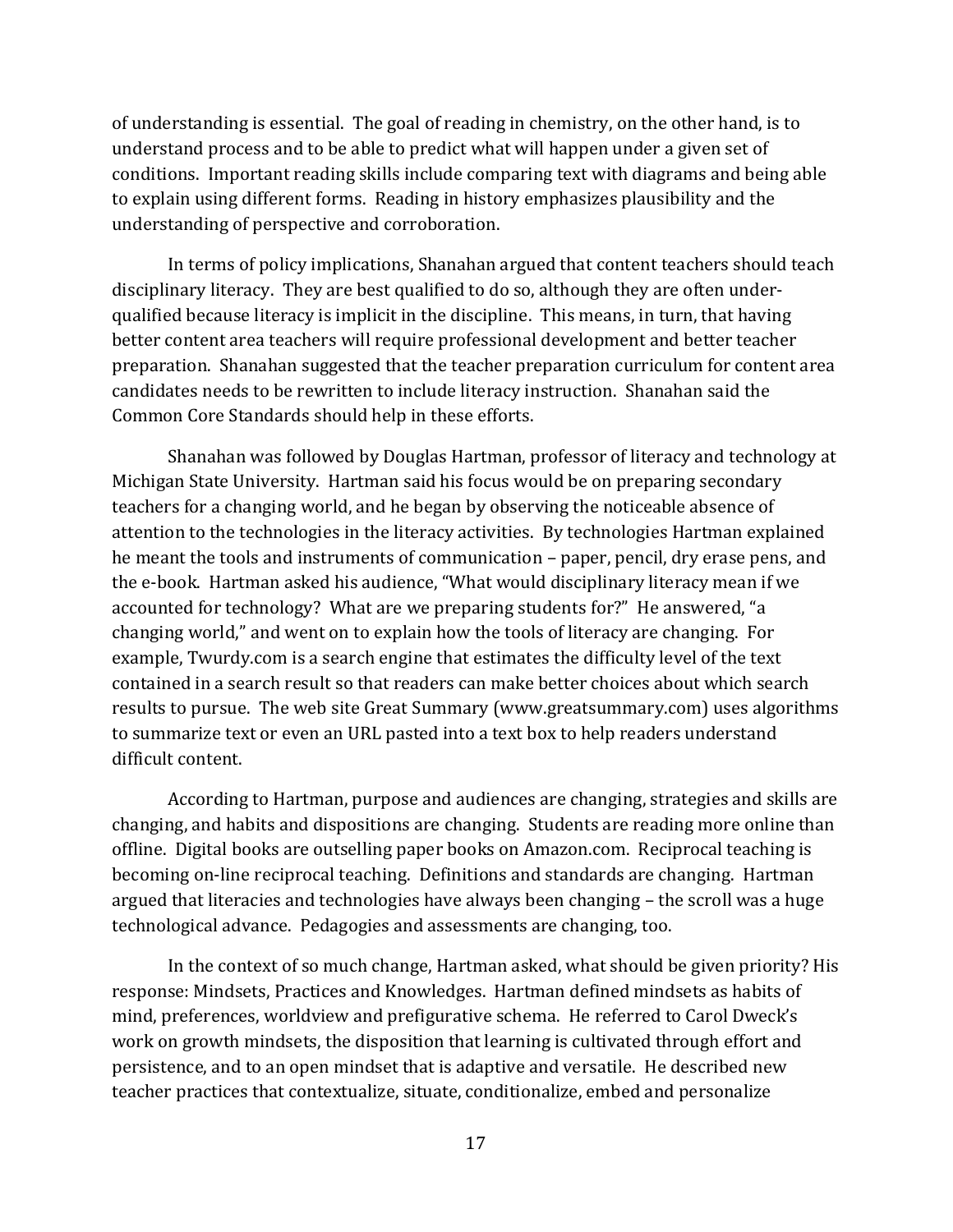of understanding is essential. The goal of reading in chemistry, on the other hand, is to understand process and to be able to predict what will happen under a given set of conditions. Important reading skills include comparing text with diagrams and being able to explain using different forms. Reading in history emphasizes plausibility and the understanding of perspective and corroboration.

In terms of policy implications, Shanahan argued that content teachers should teach disciplinary literacy. They are best qualified to do so, although they are often under-qualified because literacy is implicit in the discipline. This means, in turn, that having better content area teachers will require professional development and better teacher preparation. Shanahan suggested that the teacher preparation curriculum for content area candidates needs to be rewritten to include literacy instruction. Shanahan said the Common Core Standards should help in these efforts.

Shanahan was followed by Douglas Hartman, professor of literacy and technology at Michigan State University. Hartman said his focus would be on preparing secondary teachers for a changing world, and he began by observing the noticeable absence of attention to the technologies in the literacy activities. By technologies Hartman explained he meant the tools and instruments of communication – paper, pencil, dry erase pens, and the e-book. Hartman asked his audience, "What would disciplinary literacy mean if we accounted for technology? What are we preparing students for?" He answered, "a changing world," and went on to explain how the tools of literacy are changing. For example, Twurdy.com is a search engine that estimates the difficulty level of the text contained in a search result so that readers can make better choices about which search results to pursue. The web site Great Summary (www.greatsummary.com) uses algorithms to summarize text or even an URL pasted into a text box to help readers understand difficult content.

According to Hartman, purpose and audiences are changing, strategies and skills are changing, and habits and dispositions are changing. Students are reading more online than offline. Digital books are outselling paper books on Amazon.com. Reciprocal teaching is becoming on-line reciprocal teaching. Definitions and standards are changing. Hartman argued that literacies and technologies have always been changing – the scroll was a huge technological advance. Pedagogies and assessments are changing, too.

In the context of so much change, Hartman asked, what should be given priority? His response: Mindsets, Practices and Knowledges. Hartman defined mindsets as habits of mind, preferences, worldview and prefigurative schema. He referred to Carol Dweck's work on growth mindsets, the disposition that learning is cultivated through effort and persistence, and to an open mindset that is adaptive and versatile. He described new teacher practices that contextualize, situate, conditionalize, embed and personalize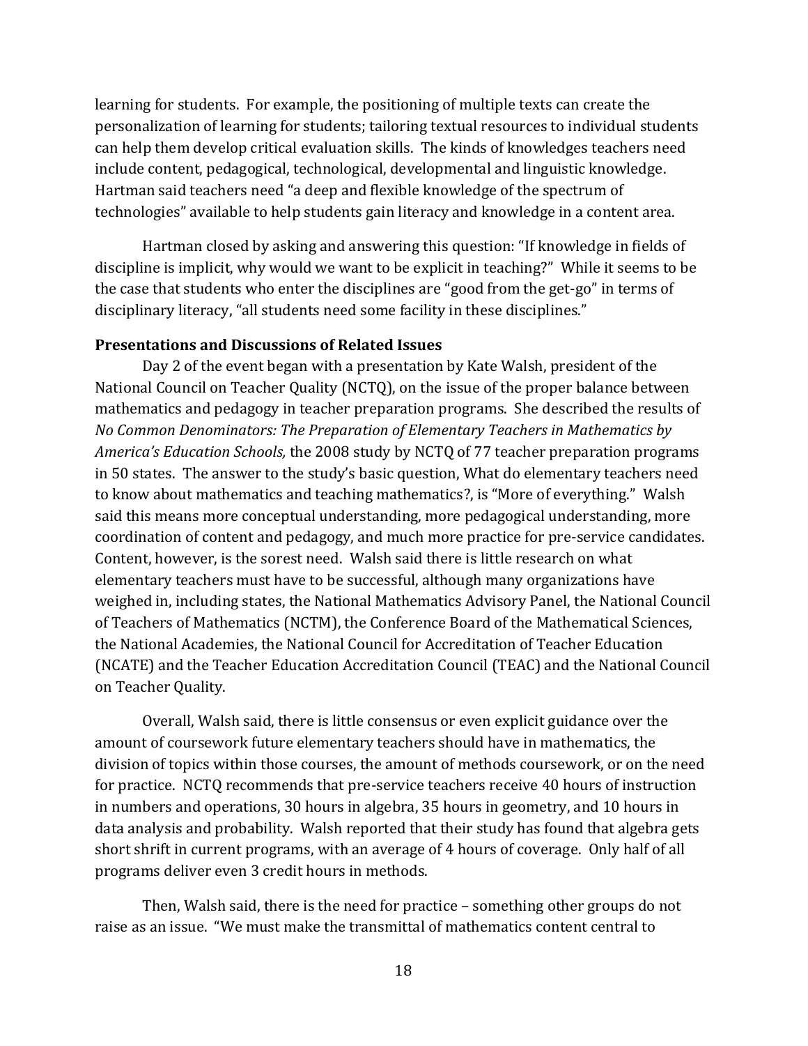learning for students. For example, the positioning of multiple texts can create the personalization of learning for students; tailoring textual resources to individual students can help them develop critical evaluation skills. The kinds of knowledges teachers need include content, pedagogical, technological, developmental and linguistic knowledge. Hartman said teachers need "a deep and flexible knowledge of the spectrum of technologies" available to help students gain literacy and knowledge in a content area.

Hartman closed by asking and answering this question: "If knowledge in fields of discipline is implicit, why would we want to be explicit in teaching?" While it seems to be the case that students who enter the disciplines are "good from the get-go" in terms of disciplinary literacy, "all students need some facility in these disciplines."

**Presentations and Discussions of Related Issues**

Day 2 of the event began with a presentation by Kate Walsh, president of the National Council on Teacher Quality (NCTQ), on the issue of the proper balance between mathematics and pedagogy in teacher preparation programs. She described the results of *No Common Denominators: The Preparation of Elementary Teachers in Mathematics by America's Education Schools,* the 2008 study by NCTQ of 77 teacher preparation programs in 50 states. The answer to the study's basic question, What do elementary teachers need to know about mathematics and teaching mathematics?, is "More of everything." Walsh said this means more conceptual understanding, more pedagogical understanding, more coordination of content and pedagogy, and much more practice for pre-service candidates. Content, however, is the sorest need. Walsh said there is little research on what elementary teachers must have to be successful, although many organizations have weighed in, including states, the National Mathematics Advisory Panel, the National Council of Teachers of Mathematics (NCTM), the Conference Board of the Mathematical Sciences, the National Academies, the National Council for Accreditation of Teacher Education (NCATE) and the Teacher Education Accreditation Council (TEAC) and the National Council on Teacher Quality.

Overall, Walsh said, there is little consensus or even explicit guidance over the amount of coursework future elementary teachers should have in mathematics, the division of topics within those courses, the amount of methods coursework, or on the need for practice. NCTQ recommends that pre-service teachers receive 40 hours of instruction in numbers and operations, 30 hours in algebra, 35 hours in geometry, and 10 hours in data analysis and probability. Walsh reported that their study has found that algebra gets short shrift in current programs, with an average of 4 hours of coverage. Only half of all programs deliver even 3 credit hours in methods.

Then, Walsh said, there is the need for practice – something other groups do not raise as an issue. "We must make the transmittal of mathematics content central to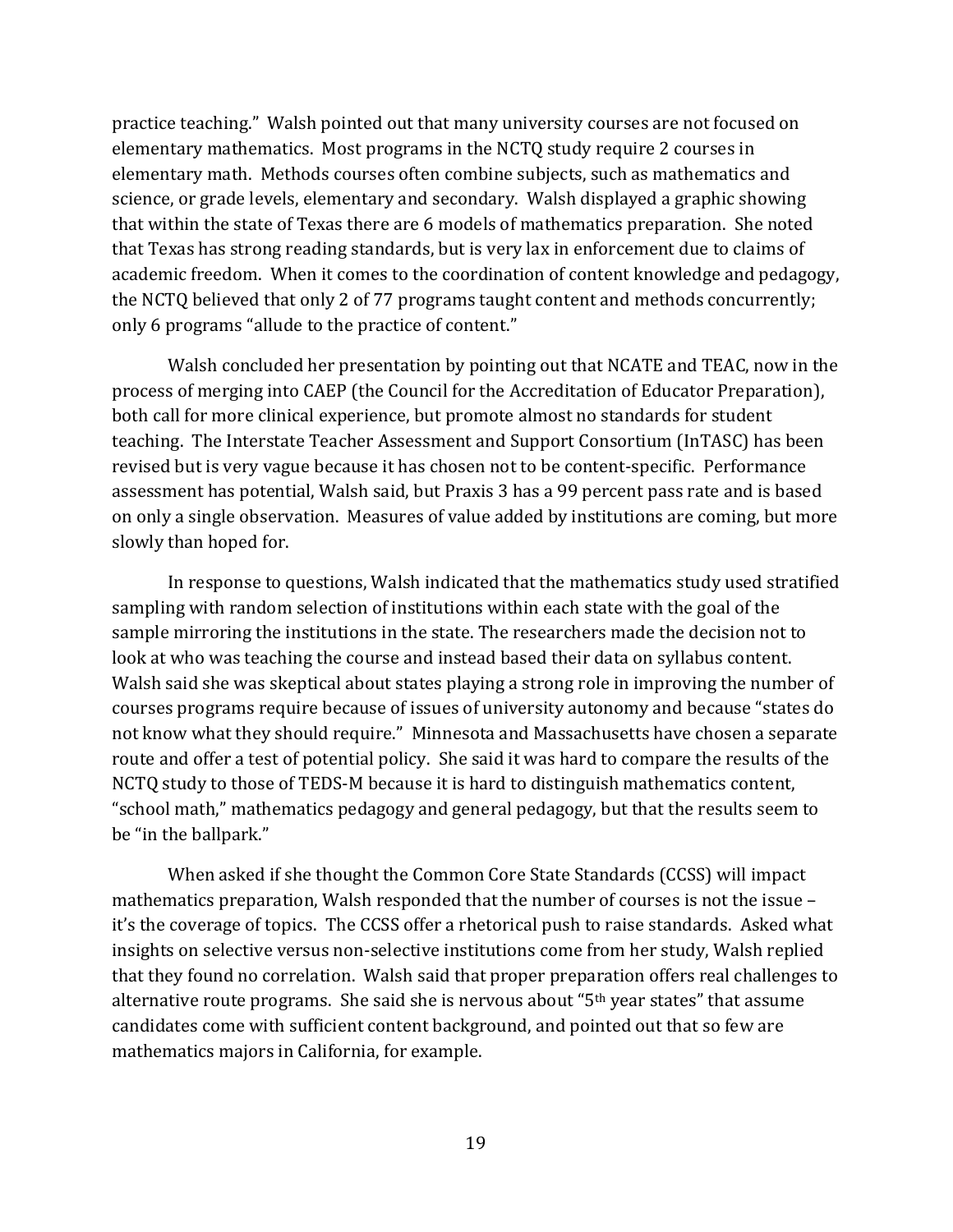practice teaching." Walsh pointed out that many university courses are not focused on elementary mathematics. Most programs in the NCTQ study require 2 courses in elementary math. Methods courses often combine subjects, such as mathematics and science, or grade levels, elementary and secondary. Walsh displayed a graphic showing that within the state of Texas there are 6 models of mathematics preparation. She noted that Texas has strong reading standards, but is very lax in enforcement due to claims of academic freedom. When it comes to the coordination of content knowledge and pedagogy, the NCTQ believed that only 2 of 77 programs taught content and methods concurrently; only 6 programs "allude to the practice of content."

Walsh concluded her presentation by pointing out that NCATE and TEAC, now in the process of merging into CAEP (the Council for the Accreditation of Educator Preparation), both call for more clinical experience, but promote almost no standards for student teaching. The Interstate Teacher Assessment and Support Consortium (InTASC) has been revised but is very vague because it has chosen not to be content-specific. Performance assessment has potential, Walsh said, but Praxis 3 has a 99 percent pass rate and is based on only a single observation. Measures of value added by institutions are coming, but more slowly than hoped for.

In response to questions, Walsh indicated that the mathematics study used stratified sampling with random selection of institutions within each state with the goal of the sample mirroring the institutions in the state. The researchers made the decision not to look at who was teaching the course and instead based their data on syllabus content. Walsh said she was skeptical about states playing a strong role in improving the number of courses programs require because of issues of university autonomy and because "states do not know what they should require." Minnesota and Massachusetts have chosen a separate route and offer a test of potential policy. She said it was hard to compare the results of the NCTQ study to those of TEDS-M because it is hard to distinguish mathematics content, "school math," mathematics pedagogy and general pedagogy, but that the results seem to be "in the ballpark."

When asked if she thought the Common Core State Standards (CCSS) will impact mathematics preparation, Walsh responded that the number of courses is not the issue – it's the coverage of topics. The CCSS offer a rhetorical push to raise standards. Asked what insights on selective versus non-selective institutions come from her study, Walsh replied that they found no correlation. Walsh said that proper preparation offers real challenges to alternative route programs. She said she is nervous about "5th year states" that assume candidates come with sufficient content background, and pointed out that so few are mathematics majors in California, for example.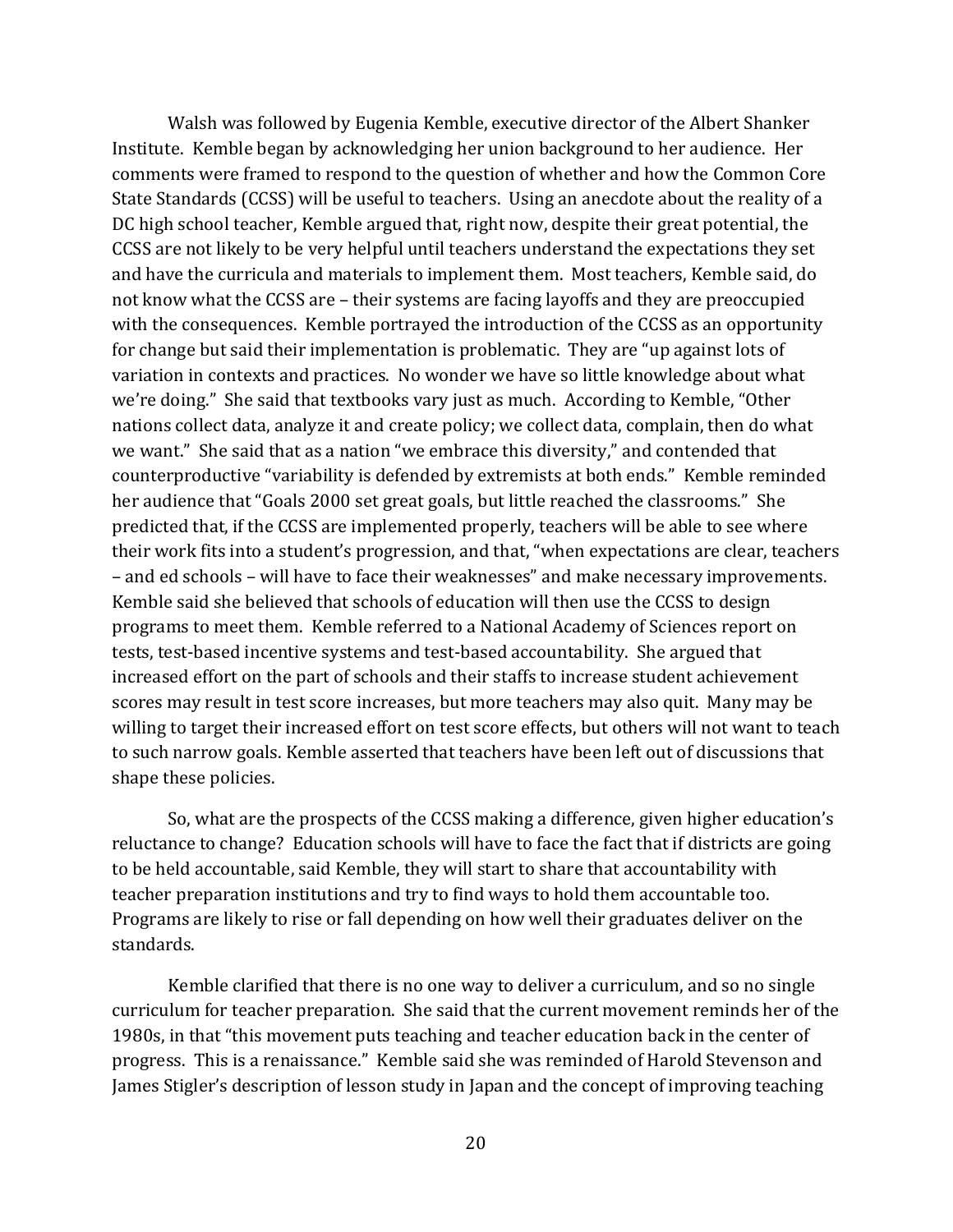Walsh was followed by Eugenia Kemble, executive director of the Albert Shanker Institute. Kemble began by acknowledging her union background to her audience. Her comments were framed to respond to the question of whether and how the Common Core State Standards (CCSS) will be useful to teachers. Using an anecdote about the reality of a DC high school teacher, Kemble argued that, right now, despite their great potential, the CCSS are not likely to be very helpful until teachers understand the expectations they set and have the curricula and materials to implement them. Most teachers, Kemble said, do not know what the CCSS are – their systems are facing layoffs and they are preoccupied with the consequences. Kemble portrayed the introduction of the CCSS as an opportunity for change but said their implementation is problematic. They are "up against lots of variation in contexts and practices. No wonder we have so little knowledge about what we're doing." She said that textbooks vary just as much. According to Kemble, "Other nations collect data, analyze it and create policy; we collect data, complain, then do what we want." She said that as a nation "we embrace this diversity," and contended that counterproductive "variability is defended by extremists at both ends." Kemble reminded her audience that "Goals 2000 set great goals, but little reached the classrooms." She predicted that, if the CCSS are implemented properly, teachers will be able to see where their work fits into a student's progression, and that, "when expectations are clear, teachers – and ed schools – will have to face their weaknesses" and make necessary improvements. Kemble said she believed that schools of education will then use the CCSS to design programs to meet them. Kemble referred to a National Academy of Sciences report on tests, test-based incentive systems and test-based accountability. She argued that increased effort on the part of schools and their staffs to increase student achievement scores may result in test score increases, but more teachers may also quit. Many may be willing to target their increased effort on test score effects, but others will not want to teach to such narrow goals. Kemble asserted that teachers have been left out of discussions that shape these policies.

So, what are the prospects of the CCSS making a difference, given higher education's reluctance to change? Education schools will have to face the fact that if districts are going to be held accountable, said Kemble, they will start to share that accountability with teacher preparation institutions and try to find ways to hold them accountable too. Programs are likely to rise or fall depending on how well their graduates deliver on the standards.

Kemble clarified that there is no one way to deliver a curriculum, and so no single curriculum for teacher preparation. She said that the current movement reminds her of the 1980s, in that "this movement puts teaching and teacher education back in the center of progress. This is a renaissance." Kemble said she was reminded of Harold Stevenson and James Stigler's description of lesson study in Japan and the concept of improving teaching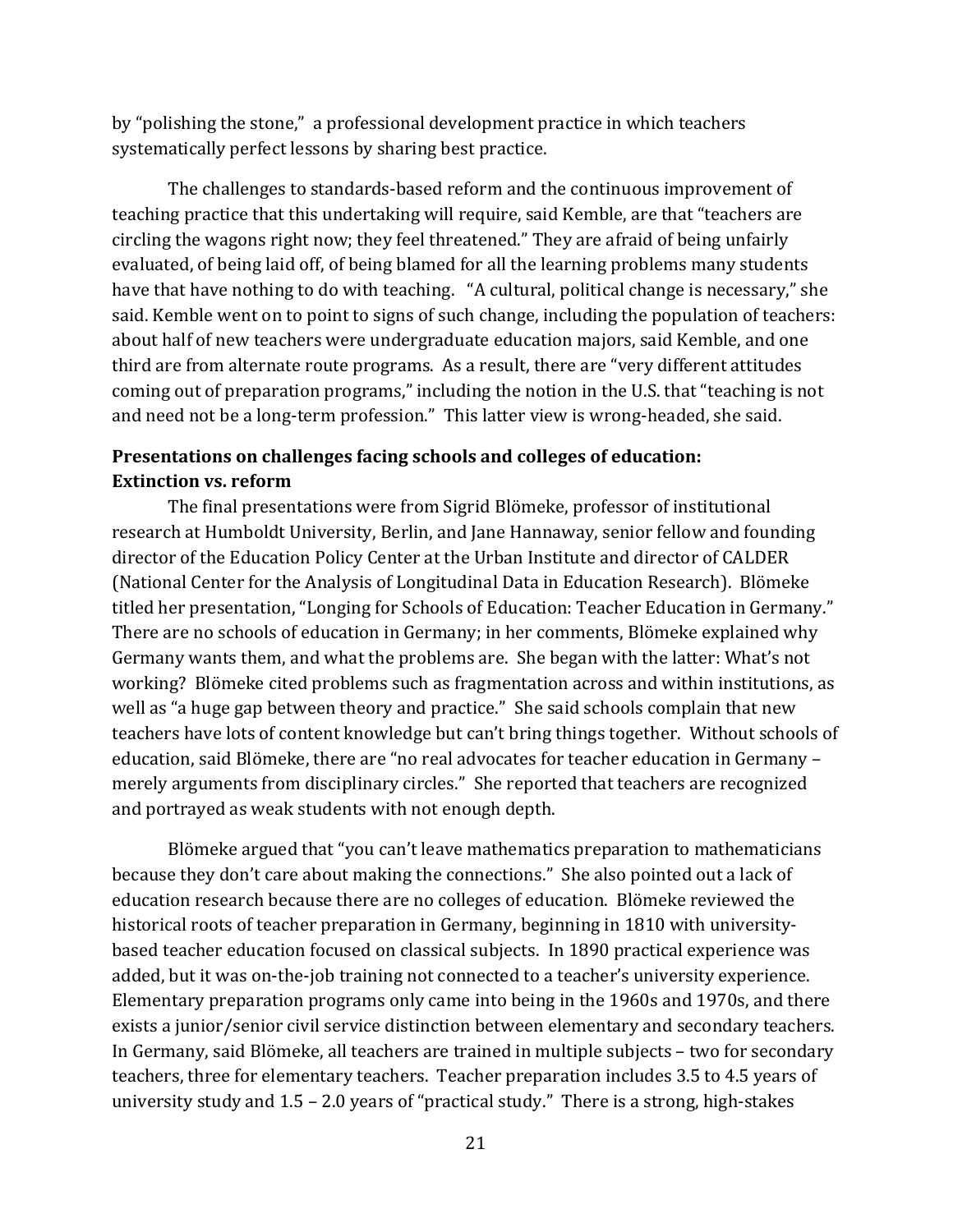by "polishing the stone," a professional development practice in which teachers systematically perfect lessons by sharing best practice.

The challenges to standards-based reform and the continuous improvement of teaching practice that this undertaking will require, said Kemble, are that "teachers are circling the wagons right now; they feel threatened." They are afraid of being unfairly evaluated, of being laid off, of being blamed for all the learning problems many students have that have nothing to do with teaching. "A cultural, political change is necessary," she said. Kemble went on to point to signs of such change, including the population of teachers: about half of new teachers were undergraduate education majors, said Kemble, and one third are from alternate route programs. As a result, there are "very different attitudes coming out of preparation programs," including the notion in the U.S. that "teaching is not and need not be a long-term profession." This latter view is wrong-headed, she said.

**Presentations on challenges facing schools and colleges of education: Extinction vs. reform**

The final presentations were from Sigrid Blömeke, professor of institutional research at Humboldt University, Berlin, and Jane Hannaway, senior fellow and founding director of the Education Policy Center at the Urban Institute and director of CALDER (National Center for the Analysis of Longitudinal Data in Education Research). Blömeke titled her presentation, "Longing for Schools of Education: Teacher Education in Germany." There are no schools of education in Germany; in her comments, Blömeke explained why Germany wants them, and what the problems are. She began with the latter: What's not working? Blömeke cited problems such as fragmentation across and within institutions, as well as "a huge gap between theory and practice." She said schools complain that new teachers have lots of content knowledge but can't bring things together. Without schools of education, said Blömeke, there are "no real advocates for teacher education in Germany – merely arguments from disciplinary circles." She reported that teachers are recognized and portrayed as weak students with not enough depth.

Blömeke argued that "you can't leave mathematics preparation to mathematicians because they don't care about making the connections." She also pointed out a lack of education research because there are no colleges of education. Blömeke reviewed the historical roots of teacher preparation in Germany, beginning in 1810 with university-based teacher education focused on classical subjects. In 1890 practical experience was added, but it was on-the-job training not connected to a teacher's university experience. Elementary preparation programs only came into being in the 1960s and 1970s, and there exists a junior/senior civil service distinction between elementary and secondary teachers. In Germany, said Blömeke, all teachers are trained in multiple subjects – two for secondary teachers, three for elementary teachers. Teacher preparation includes 3.5 to 4.5 years of university study and 1.5 – 2.0 years of "practical study." There is a strong, high-stakes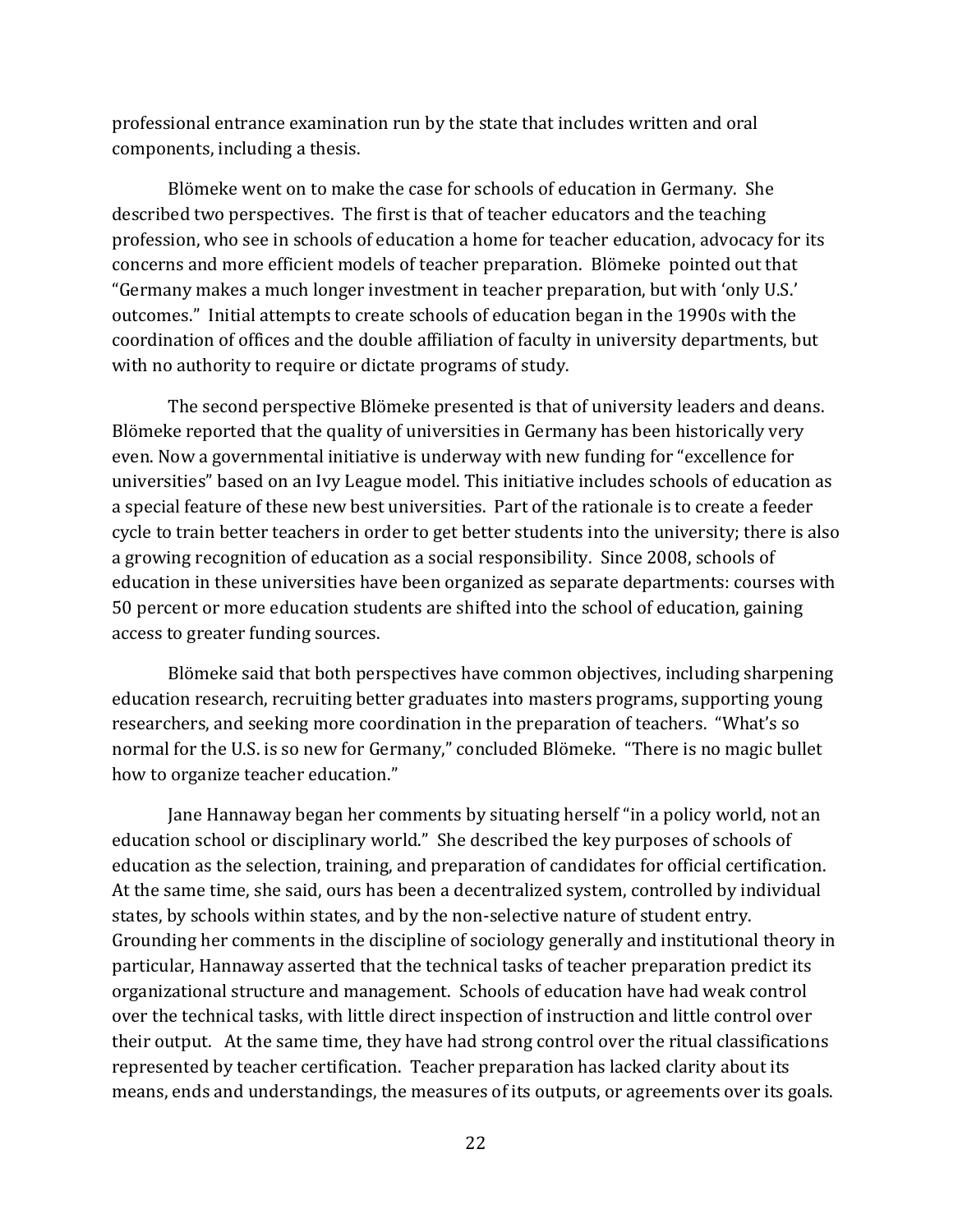professional entrance examination run by the state that includes written and oral components, including a thesis.

Blömeke went on to make the case for schools of education in Germany. She described two perspectives. The first is that of teacher educators and the teaching profession, who see in schools of education a home for teacher education, advocacy for its concerns and more efficient models of teacher preparation. Blömeke pointed out that "Germany makes a much longer investment in teacher preparation, but with 'only U.S.' outcomes." Initial attempts to create schools of education began in the 1990s with the coordination of offices and the double affiliation of faculty in university departments, but with no authority to require or dictate programs of study.

The second perspective Blömeke presented is that of university leaders and deans. Blömeke reported that the quality of universities in Germany has been historically very even. Now a governmental initiative is underway with new funding for "excellence for universities" based on an Ivy League model. This initiative includes schools of education as a special feature of these new best universities. Part of the rationale is to create a feeder cycle to train better teachers in order to get better students into the university; there is also a growing recognition of education as a social responsibility. Since 2008, schools of education in these universities have been organized as separate departments: courses with 50 percent or more education students are shifted into the school of education, gaining access to greater funding sources.

Blömeke said that both perspectives have common objectives, including sharpening education research, recruiting better graduates into masters programs, supporting young researchers, and seeking more coordination in the preparation of teachers. "What's so normal for the U.S. is so new for Germany," concluded Blömeke. "There is no magic bullet how to organize teacher education."

Jane Hannaway began her comments by situating herself "in a policy world, not an education school or disciplinary world." She described the key purposes of schools of education as the selection, training, and preparation of candidates for official certification. At the same time, she said, ours has been a decentralized system, controlled by individual states, by schools within states, and by the non-selective nature of student entry. Grounding her comments in the discipline of sociology generally and institutional theory in particular, Hannaway asserted that the technical tasks of teacher preparation predict its organizational structure and management. Schools of education have had weak control over the technical tasks, with little direct inspection of instruction and little control over their output. At the same time, they have had strong control over the ritual classifications represented by teacher certification. Teacher preparation has lacked clarity about its means, ends and understandings, the measures of its outputs, or agreements over its goals.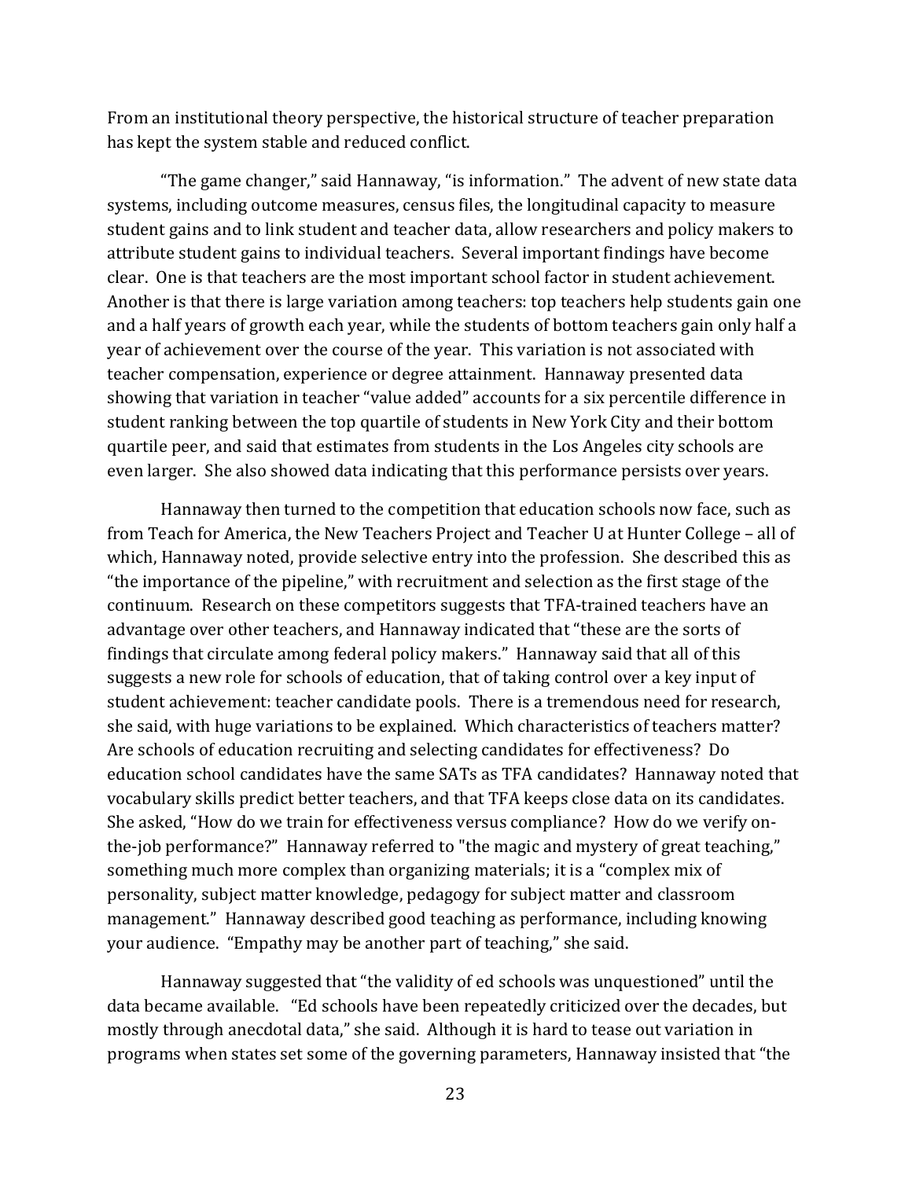From an institutional theory perspective, the historical structure of teacher preparation has kept the system stable and reduced conflict.

"The game changer," said Hannaway, "is information." The advent of new state data systems, including outcome measures, census files, the longitudinal capacity to measure student gains and to link student and teacher data, allow researchers and policy makers to attribute student gains to individual teachers. Several important findings have become clear. One is that teachers are the most important school factor in student achievement. Another is that there is large variation among teachers: top teachers help students gain one and a half years of growth each year, while the students of bottom teachers gain only half a year of achievement over the course of the year. This variation is not associated with teacher compensation, experience or degree attainment. Hannaway presented data showing that variation in teacher "value added" accounts for a six percentile difference in student ranking between the top quartile of students in New York City and their bottom quartile peer, and said that estimates from students in the Los Angeles city schools are even larger. She also showed data indicating that this performance persists over years.

Hannaway then turned to the competition that education schools now face, such as from Teach for America, the New Teachers Project and Teacher U at Hunter College – all of which, Hannaway noted, provide selective entry into the profession. She described this as "the importance of the pipeline," with recruitment and selection as the first stage of the continuum. Research on these competitors suggests that TFA-trained teachers have an advantage over other teachers, and Hannaway indicated that "these are the sorts of findings that circulate among federal policy makers." Hannaway said that all of this suggests a new role for schools of education, that of taking control over a key input of student achievement: teacher candidate pools. There is a tremendous need for research, she said, with huge variations to be explained. Which characteristics of teachers matter? Are schools of education recruiting and selecting candidates for effectiveness? Do education school candidates have the same SATs as TFA candidates? Hannaway noted that vocabulary skills predict better teachers, and that TFA keeps close data on its candidates. She asked, "How do we train for effectiveness versus compliance? How do we verify on-the-job performance?" Hannaway referred to "the magic and mystery of great teaching," something much more complex than organizing materials; it is a "complex mix of personality, subject matter knowledge, pedagogy for subject matter and classroom management." Hannaway described good teaching as performance, including knowing your audience. "Empathy may be another part of teaching," she said.

Hannaway suggested that "the validity of ed schools was unquestioned" until the data became available. "Ed schools have been repeatedly criticized over the decades, but mostly through anecdotal data," she said. Although it is hard to tease out variation in programs when states set some of the governing parameters, Hannaway insisted that "the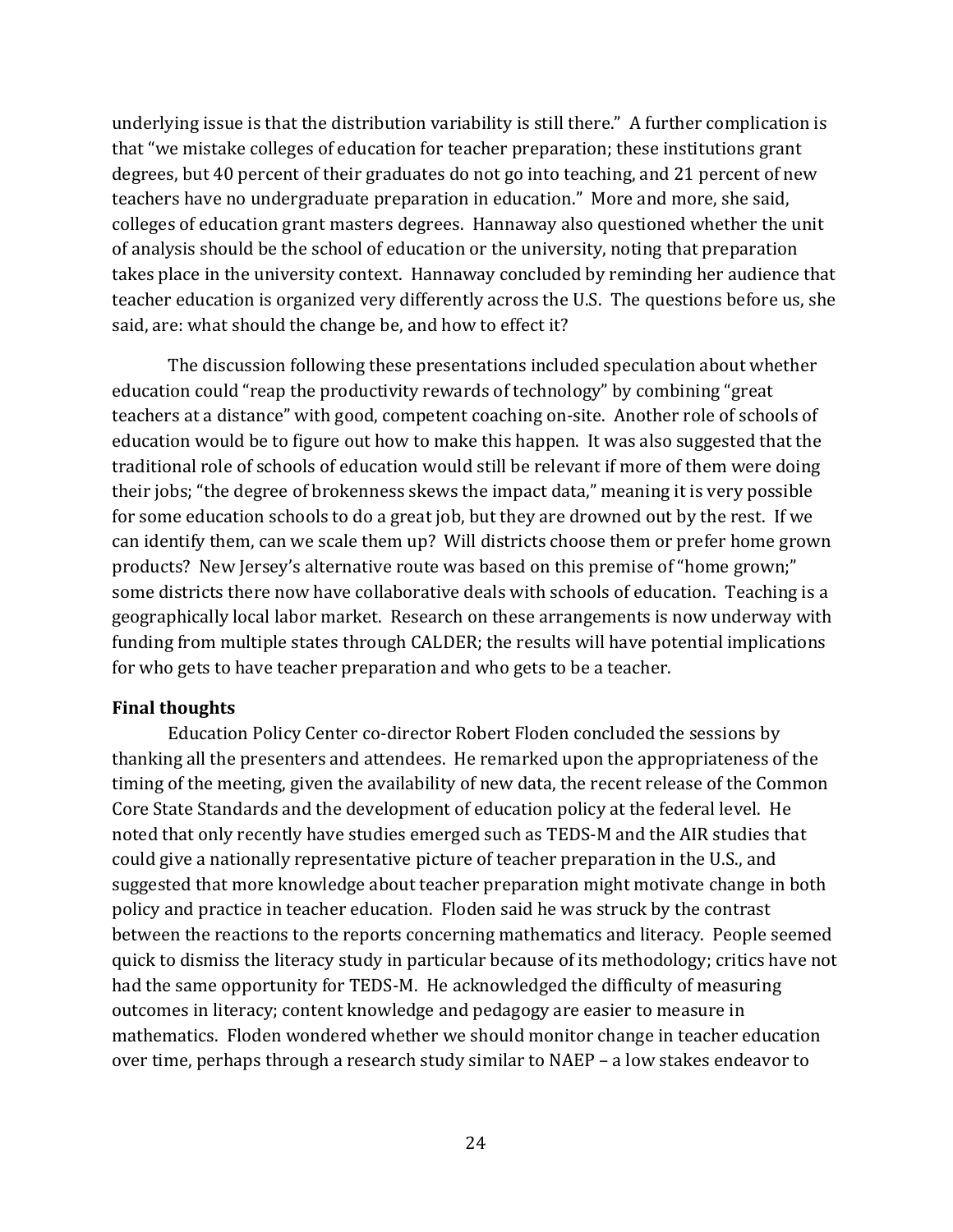underlying issue is that the distribution variability is still there." A further complication is that "we mistake colleges of education for teacher preparation; these institutions grant degrees, but 40 percent of their graduates do not go into teaching, and 21 percent of new teachers have no undergraduate preparation in education." More and more, she said, colleges of education grant masters degrees. Hannaway also questioned whether the unit of analysis should be the school of education or the university, noting that preparation takes place in the university context. Hannaway concluded by reminding her audience that teacher education is organized very differently across the U.S. The questions before us, she said, are: what should the change be, and how to effect it?

The discussion following these presentations included speculation about whether education could "reap the productivity rewards of technology" by combining "great teachers at a distance" with good, competent coaching on-site. Another role of schools of education would be to figure out how to make this happen. It was also suggested that the traditional role of schools of education would still be relevant if more of them were doing their jobs; "the degree of brokenness skews the impact data," meaning it is very possible for some education schools to do a great job, but they are drowned out by the rest. If we can identify them, can we scale them up? Will districts choose them or prefer home grown products? New Jersey's alternative route was based on this premise of "home grown;" some districts there now have collaborative deals with schools of education. Teaching is a geographically local labor market. Research on these arrangements is now underway with funding from multiple states through CALDER; the results will have potential implications for who gets to have teacher preparation and who gets to be a teacher.

**Final thoughts**

Education Policy Center co-director Robert Floden concluded the sessions by thanking all the presenters and attendees. He remarked upon the appropriateness of the timing of the meeting, given the availability of new data, the recent release of the Common Core State Standards and the development of education policy at the federal level. He noted that only recently have studies emerged such as TEDS-M and the AIR studies that could give a nationally representative picture of teacher preparation in the U.S., and suggested that more knowledge about teacher preparation might motivate change in both policy and practice in teacher education. Floden said he was struck by the contrast between the reactions to the reports concerning mathematics and literacy. People seemed quick to dismiss the literacy study in particular because of its methodology; critics have not had the same opportunity for TEDS-M. He acknowledged the difficulty of measuring outcomes in literacy; content knowledge and pedagogy are easier to measure in mathematics. Floden wondered whether we should monitor change in teacher education over time, perhaps through a research study similar to NAEP – a low stakes endeavor to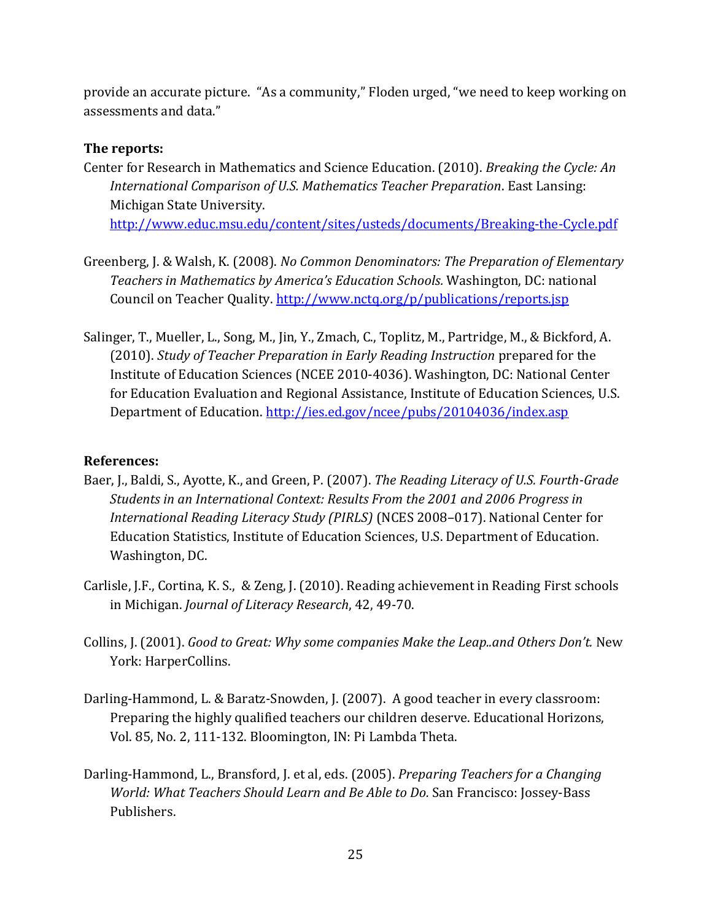provide an accurate picture. "As a community," Floden urged, "we need to keep working on assessments and data."

**The reports:**

Center for Research in Mathematics and Science Education. (2010). *Breaking the Cycle: An International Comparison of U.S. Mathematics Teacher Preparation*. East Lansing: Michigan State University. http://www.educ.msu.edu/content/sites/usteds/documents/Breaking-the-Cycle.pdf

Greenberg, J. & Walsh, K. (2008). *No Common Denominators: The Preparation of Elementary Teachers in Mathematics by America's Education Schools.* Washington, DC: national Council on Teacher Quality. http://www.nctq.org/p/publications/reports.jsp

Salinger, T., Mueller, L., Song, M., Jin, Y., Zmach, C., Toplitz, M., Partridge, M., & Bickford, A. (2010). *Study of Teacher Preparation in Early Reading Instruction* prepared for the Institute of Education Sciences (NCEE 2010-4036). Washington, DC: National Center for Education Evaluation and Regional Assistance, Institute of Education Sciences, U.S. Department of Education. http://ies.ed.gov/ncee/pubs/20104036/index.asp

**References:**

Baer, J., Baldi, S., Ayotte, K., and Green, P. (2007). *The Reading Literacy of U.S. Fourth-Grade Students in an International Context: Results From the 2001 and 2006 Progress in International Reading Literacy Study (PIRLS)* (NCES 2008–017). National Center for Education Statistics, Institute of Education Sciences, U.S. Department of Education. Washington, DC.

Carlisle, J.F., Cortina, K. S., & Zeng, J. (2010). Reading achievement in Reading First schools in Michigan. *Journal of Literacy Research*, 42, 49-70.

Collins, J. (2001). *Good to Great: Why some companies Make the Leap..and Others Don't.* New York: HarperCollins.

Darling-Hammond, L. & Baratz-Snowden, J. (2007). A good teacher in every classroom: Preparing the highly qualified teachers our children deserve. Educational Horizons, Vol. 85, No. 2, 111-132. Bloomington, IN: Pi Lambda Theta.

Darling-Hammond, L., Bransford, J. et al, eds. (2005). *Preparing Teachers for a Changing World: What Teachers Should Learn and Be Able to Do.* San Francisco: Jossey-Bass Publishers.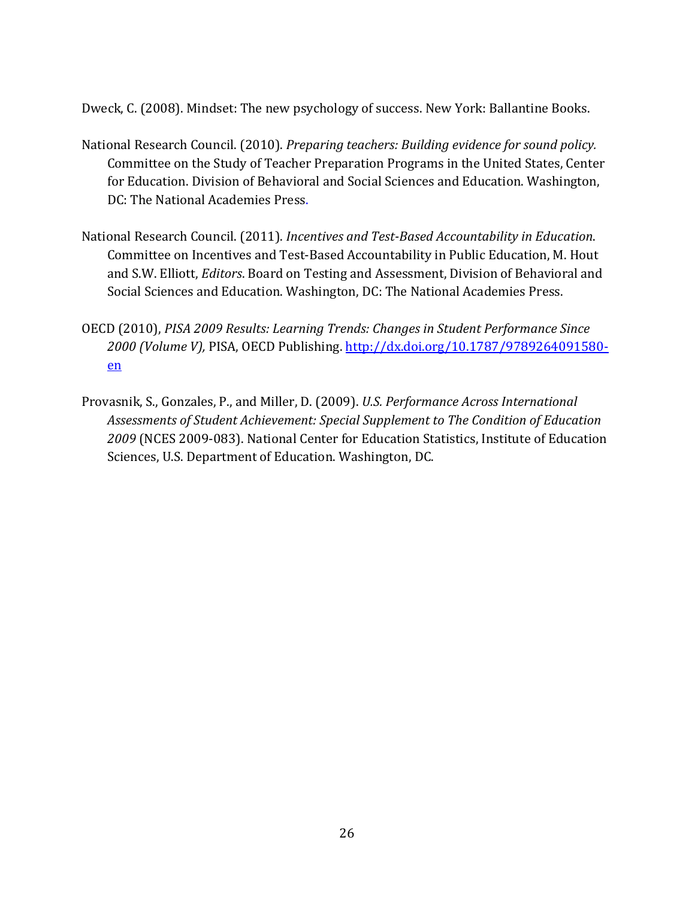Dweck, C. (2008). Mindset: The new psychology of success. New York: Ballantine Books.

National Research Council. (2010). *Preparing teachers: Building evidence for sound policy.* Committee on the Study of Teacher Preparation Programs in the United States, Center for Education. Division of Behavioral and Social Sciences and Education. Washington, DC: The National Academies Press.

National Research Council. (2011). *Incentives and Test-Based Accountability in Education.* Committee on Incentives and Test-Based Accountability in Public Education, M. Hout and S.W. Elliott, *Editors*. Board on Testing and Assessment, Division of Behavioral and Social Sciences and Education. Washington, DC: The National Academies Press.

OECD (2010), *PISA 2009 Results: Learning Trends: Changes in Student Performance Since 2000 (Volume V),* PISA, OECD Publishing. http://dx.doi.org/10.1787/9789264091580-en

Provasnik, S., Gonzales, P., and Miller, D. (2009). *U.S. Performance Across International Assessments of Student Achievement: Special Supplement to The Condition of Education 2009* (NCES 2009-083). National Center for Education Statistics, Institute of Education Sciences, U.S. Department of Education. Washington, DC.